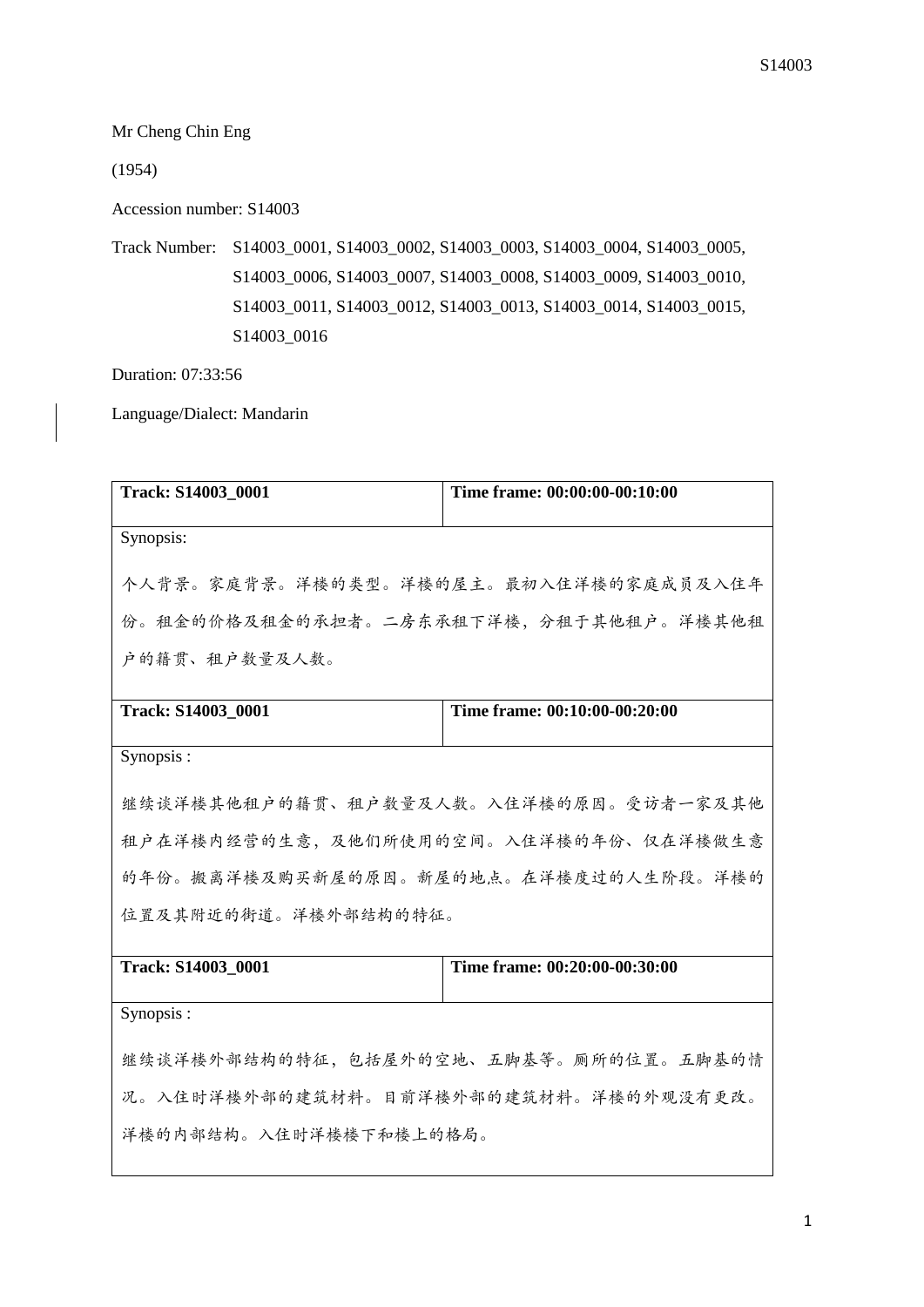Mr Cheng Chin Eng

(1954)

Accession number: S14003

Track Number: S14003_0001, S14003_0002, S14003_0003, S14003_0004, S14003_0005, S14003_0006, S14003_0007, S14003_0008, S14003_0009, S14003_0010, S14003_0011, S14003_0012, S14003_0013, S14003_0014, S14003_0015, S14003_0016

Duration: 07:33:56

Language/Dialect: Mandarin

| Track: S14003_0001 | Time frame: 00:00:00-00:10:00 |
|---|---|
| Synopsis:<br><br>个人背景。家庭背景。洋楼的类型。洋楼的屋主。最初入住洋楼的家庭成员及入住年份。租金的价格及租金的承担者。二房东承租下洋楼，分租于其他租户。洋楼其他租户的籍贯、租户数量及人数。 | |

| Track: S14003_0001 | Time frame: 00:10:00-00:20:00 |
|---|---|
| Synopsis :<br><br>继续谈洋楼其他租户的籍贯、租户数量及人数。入住洋楼的原因。受访者一家及其他租户在洋楼内经营的生意，及他们所使用的空间。入住洋楼的年份、仅在洋楼做生意的年份。搬离洋楼及购买新屋的原因。新屋的地点。在洋楼度过的人生阶段。洋楼的位置及其附近的街道。洋楼外部结构的特征。 | |

| Track: S14003_0001 | Time frame: 00:20:00-00:30:00 |
|---|---|
| Synopsis :<br><br>继续谈洋楼外部结构的特征，包括屋外的空地、五脚基等。厕所的位置。五脚基的情况。入住时洋楼外部的建筑材料。目前洋楼外部的建筑材料。洋楼的外观没有更改。洋楼的内部结构。入住时洋楼楼下和楼上的格局。 | |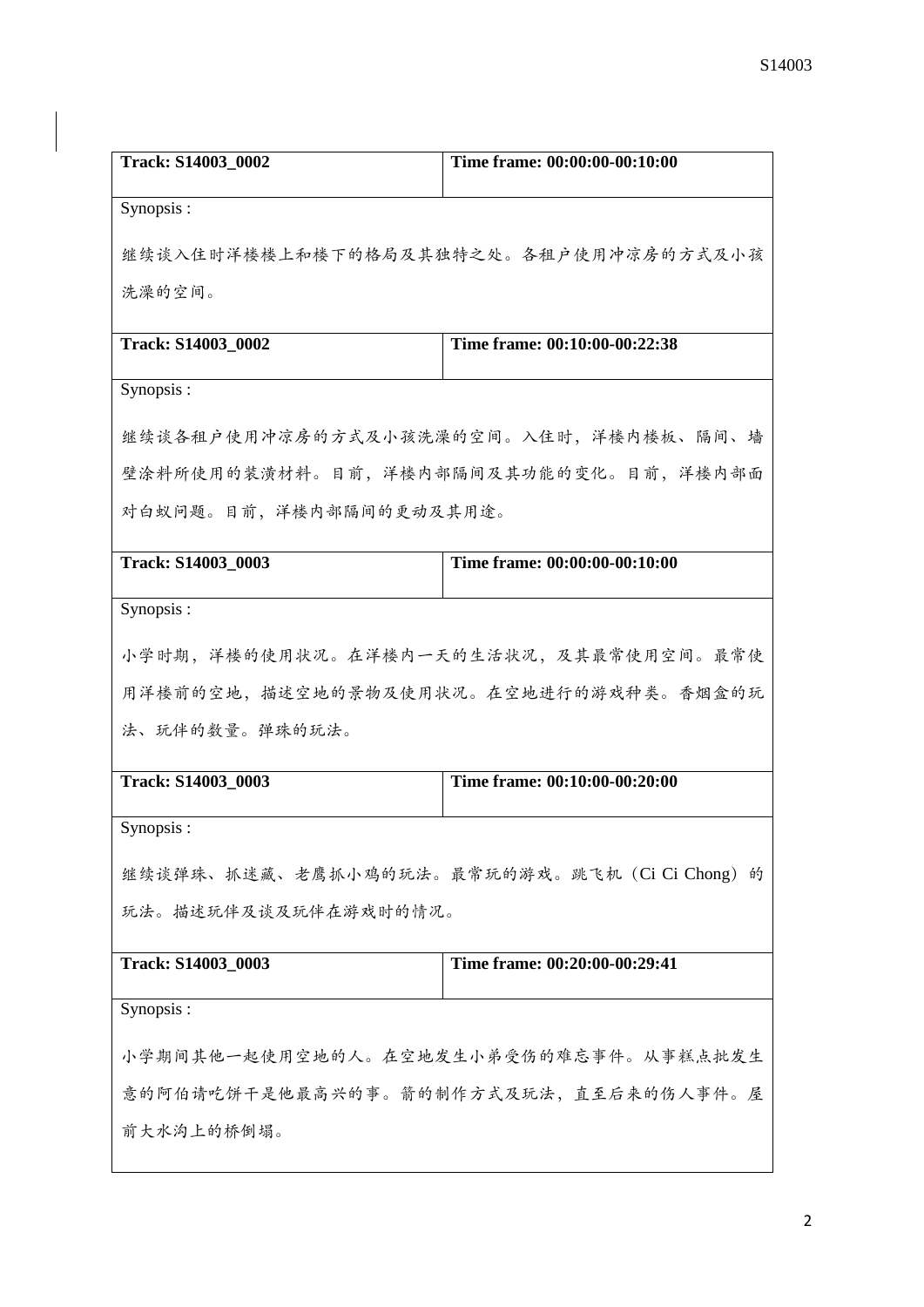| Track: S14003_0002 | Time frame: 00:00:00-00:10:00 |
| --- | --- |
| Synopsis : 继续谈入住时洋楼楼上和楼下的格局及其独特之处。各租户使用冲凉房的方式及小孩洗澡的空间。 | |

| Track: S14003_0002 | Time frame: 00:10:00-00:22:38 |
| --- | --- |
| Synopsis : 继续谈各租户使用冲凉房的方式及小孩洗澡的空间。入住时，洋楼内楼板、隔间、墙壁涂料所使用的装潢材料。目前，洋楼内部隔间及其功能的变化。目前，洋楼内部面对白蚁问题。目前，洋楼内部隔间的更动及其用途。 | |

| Track: S14003_0003 | Time frame: 00:00:00-00:10:00 |
| --- | --- |
| Synopsis : 小学时期，洋楼的使用状况。在洋楼内一天的生活状况，及其最常使用空间。最常使用洋楼前的空地，描述空地的景物及使用状况。在空地进行的游戏种类。香烟盒的玩法、玩伴的数量。弹珠的玩法。 | |

| Track: S14003_0003 | Time frame: 00:10:00-00:20:00 |
| --- | --- |
| Synopsis : 继续谈弹珠、抓迷藏、老鹰抓小鸡的玩法。最常玩的游戏。跳飞机（Ci Ci Chong）的玩法。描述玩伴及谈及玩伴在游戏时的情况。 | |

| Track: S14003_0003 | Time frame: 00:20:00-00:29:41 |
| --- | --- |
| Synopsis : 小学期间其他一起使用空地的人。在空地发生小弟受伤的难忘事件。从事糕点批发生意的阿伯请吃饼干是他最高兴的事。箭的制作方式及玩法，直至后来的伤人事件。屋前大水沟上的桥倒塌。 | |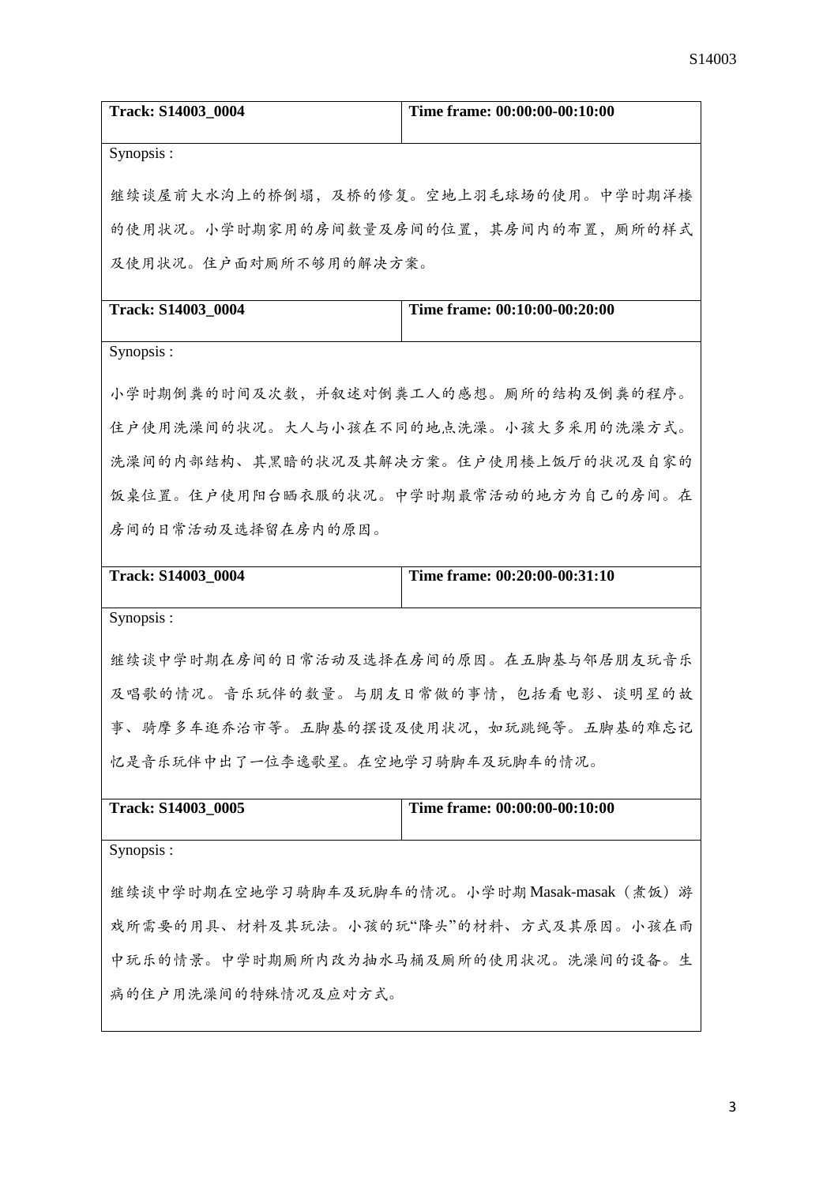| Track: S14003_0004 | Time frame: 00:00:00-00:10:00 |
|---|---|
| Synopsis : | |
| 继续谈屋前大水沟上的桥倒塌，及桥的修复。空地上羽毛球场的使用。中学时期洋楼的使用状况。小学时期家用的房间数量及房间的位置，其房间内的布置，厕所的样式及使用状况。住户面对厕所不够用的解决方案。 | |

| Track: S14003_0004 | Time frame: 00:10:00-00:20:00 |
|---|---|
| Synopsis : | |
| 小学时期倒粪的时间及次数，并叙述对倒粪工人的感想。厕所的结构及倒粪的程序。住户使用洗澡间的状况。大人与小孩在不同的地点洗澡。小孩大多采用的洗澡方式。洗澡间的内部结构、其黑暗的状况及其解决方案。住户使用楼上饭厅的状况及自家的饭桌位置。住户使用阳台晒衣服的状况。中学时期最常活动的地方为自己的房间。在房间的日常活动及选择留在房内的原因。 | |

| Track: S14003_0004 | Time frame: 00:20:00-00:31:10 |
|---|---|
| Synopsis : | |
| 继续谈中学时期在房间的日常活动及选择在房间的原因。在五脚基与邻居朋友玩音乐及唱歌的情况。音乐玩伴的数量。与朋友日常做的事情，包括看电影、谈明星的故事、骑摩多车逛乔治市等。五脚基的摆设及使用状况，如玩跳绳等。五脚基的难忘记忆是音乐玩伴中出了一位李逸歌星。在空地学习骑脚车及玩脚车的情况。 | |

| Track: S14003_0005 | Time frame: 00:00:00-00:10:00 |
|---|---|
| Synopsis : | |
| 继续谈中学时期在空地学习骑脚车及玩脚车的情况。小学时期 Masak-masak（煮饭）游戏所需要的用具、材料及其玩法。小孩的玩“降头”的材料、方式及其原因。小孩在雨中玩乐的情景。中学时期厕所内改为抽水马桶及厕所的使用状况。洗澡间的设备。生病的住户用洗澡间的特殊情况及应对方式。 | |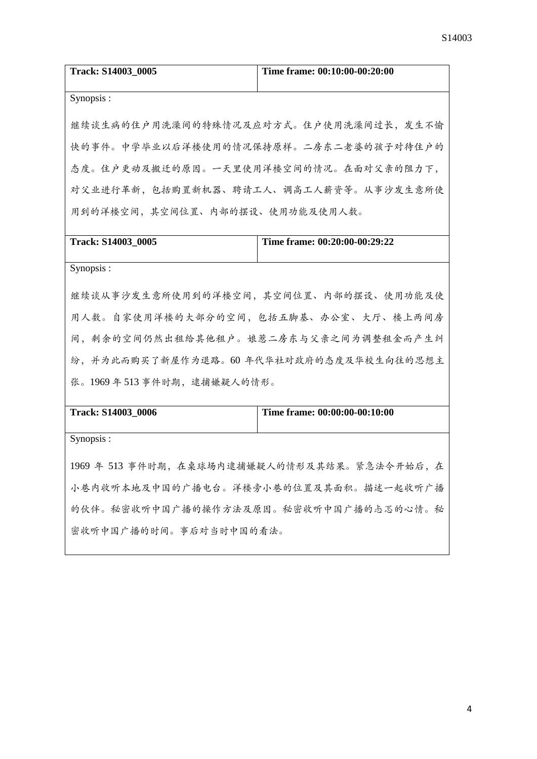| Track: S14003_0005 | Time frame: 00:10:00-00:20:00 |
|---|---|
| Synopsis : | |
| 继续谈生病的住户用洗澡间的特殊情况及应对方式。住户使用洗澡间过长，发生不愉快的事件。中学毕业以后洋楼使用的情况保持原样。二房东二老婆的孩子对待住户的态度。住户更动及搬迁的原因。一天里使用洋楼空间的情况。在面对父亲的阻力下，对父业进行革新，包括购置新机器、聘请工人、调高工人薪资等。从事沙发生意所使用到的洋楼空间，其空间位置、内部的摆设、使用功能及使用人数。 | |

| Track: S14003_0005 | Time frame: 00:20:00-00:29:22 |
|---|---|
| Synopsis : | |
| 继续谈从事沙发生意所使用到的洋楼空间，其空间位置、内部的摆设、使用功能及使用人数。自家使用洋楼的大部分的空间，包括五脚基、办公室、大厅、楼上两间房间，剩余的空间仍然出租给其他租户。娘惹二房东与父亲之间为调整租金而产生纠纷，并为此而购买了新屋作为退路。60 年代华社对政府的态度及华校生向往的思想主张。1969 年 513 事件时期，逮捕嫌疑人的情形。 | |

| Track: S14003_0006 | Time frame: 00:00:00-00:10:00 |
|---|---|
| Synopsis : | |
| 1969 年 513 事件时期，在桌球场内逮捕嫌疑人的情形及其结果。紧急法令开始后，在小巷内收听本地及中国的广播电台。洋楼旁小巷的位置及其面积。描述一起收听广播的伙伴。秘密收听中国广播的操作方法及原因。秘密收听中国广播的忐忑的心情。秘密收听中国广播的时间。事后对当时中国的看法。 | |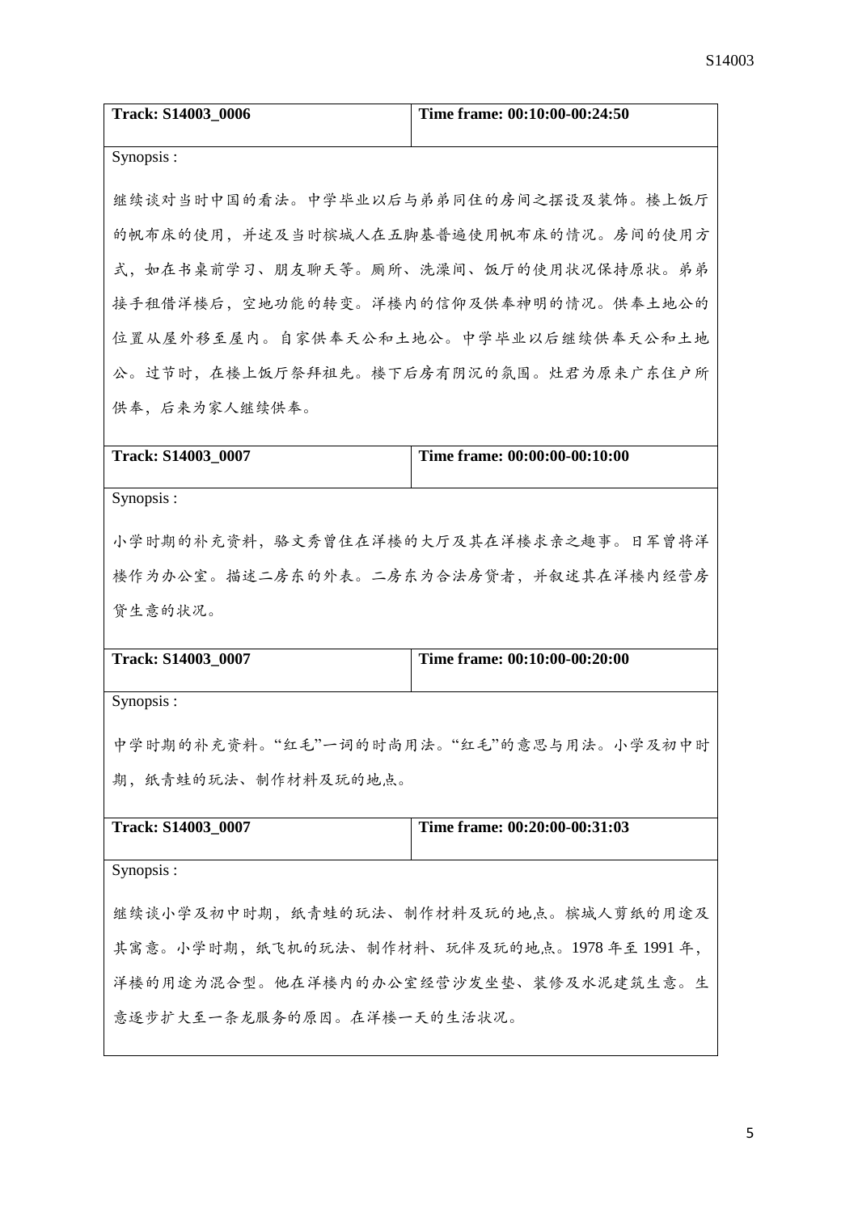| Track: S14003_0006 | Time frame: 00:10:00-00:24:50 |
|---|---|
| Synopsis : | |
| 继续谈对当时中国的看法。中学毕业以后与弟弟同住的房间之摆设及装饰。楼上饭厅的帆布床的使用，并述及当时槟城人在五脚基普遍使用帆布床的情况。房间的使用方式，如在书桌前学习、朋友聊天等。厕所、洗澡间、饭厅的使用状况保持原状。弟弟接手租借洋楼后，空地功能的转变。洋楼内的信仰及供奉神明的情况。供奉土地公的位置从屋外移至屋内。自家供奉天公和土地公。中学毕业以后继续供奉天公和土地公。过节时，在楼上饭厅祭拜祖先。楼下后房有阴沉的氛围。灶君为原来广东住户所供奉，后来为家人继续供奉。 | |

| Track: S14003_0007 | Time frame: 00:00:00-00:10:00 |
|---|---|
| Synopsis : | |
| 小学时期的补充资料，骆文秀曾住在洋楼的大厅及其在洋楼求亲之趣事。日军曾将洋楼作为办公室。描述二房东的外表。二房东为合法房贷者，并叙述其在洋楼内经营房贷生意的状况。 | |

| Track: S14003_0007 | Time frame: 00:10:00-00:20:00 |
|---|---|
| Synopsis : | |
| 中学时期的补充资料。“红毛”一词的时尚用法。“红毛”的意思与用法。小学及初中时期，纸青蛙的玩法、制作材料及玩的地点。 | |

| Track: S14003_0007 | Time frame: 00:20:00-00:31:03 |
|---|---|
| Synopsis : | |
| 继续谈小学及初中时期，纸青蛙的玩法、制作材料及玩的地点。槟城人剪纸的用途及其寓意。小学时期，纸飞机的玩法、制作材料、玩伴及玩的地点。1978 年至 1991 年，洋楼的用途为混合型。他在洋楼内的办公室经营沙发坐垫、装修及水泥建筑生意。生意逐步扩大至一条龙服务的原因。在洋楼一天的生活状况。 | |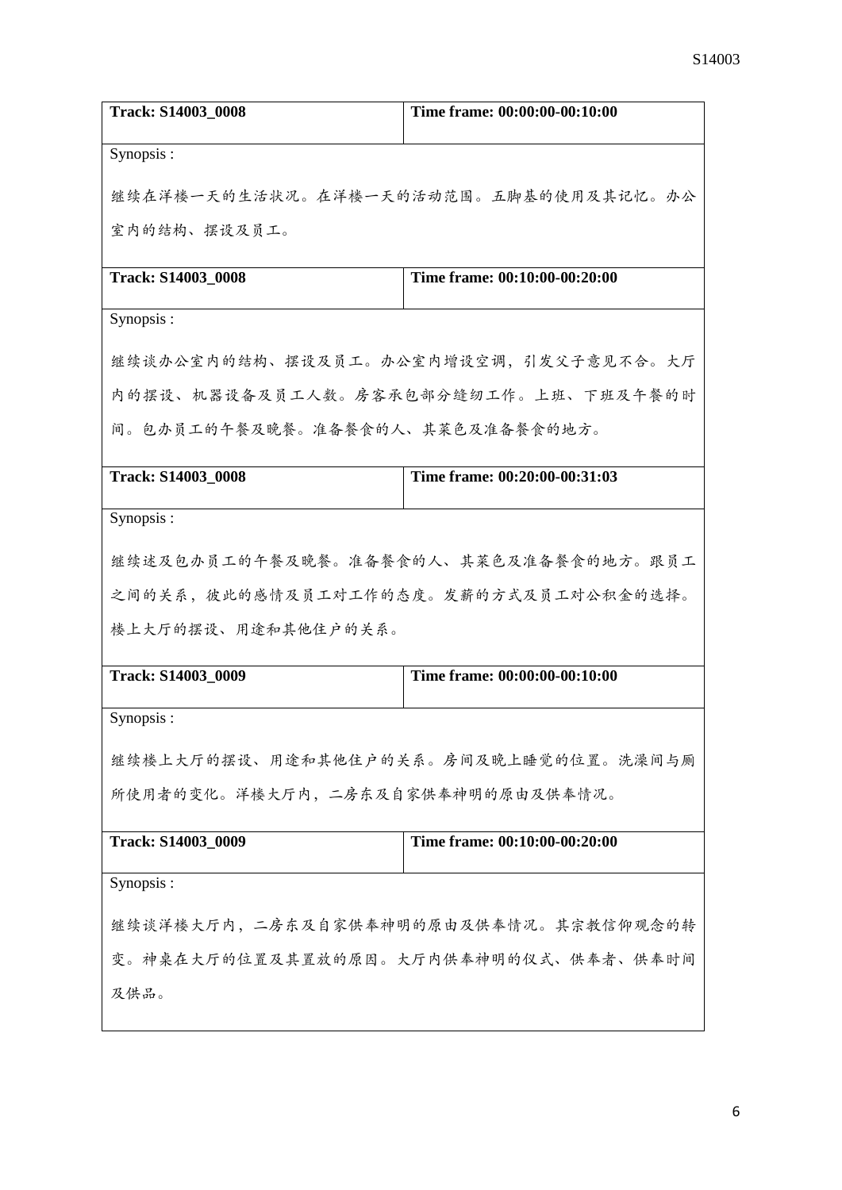| Track: S14003_0008 | Time frame: 00:00:00-00:10:00 |
|---|---|
| Synopsis :<br><br>继续在洋楼一天的生活状况。在洋楼一天的活动范围。五脚基的使用及其记忆。办公室内的结构、摆设及员工。 | |
| **Track: S14003_0008** | **Time frame: 00:10:00-00:20:00** |
| Synopsis :<br><br>继续谈办公室内的结构、摆设及员工。办公室内增设空调，引发父子意见不合。大厅内的摆设、机器设备及员工人数。房客承包部分缝纫工作。上班、下班及午餐的时间。包办员工的午餐及晚餐。准备餐食的人、其菜色及准备餐食的地方。 | |
| **Track: S14003_0008** | **Time frame: 00:20:00-00:31:03** |
| Synopsis :<br><br>继续述及包办员工的午餐及晚餐。准备餐食的人、其菜色及准备餐食的地方。跟员工之间的关系，彼此的感情及员工对工作的态度。发薪的方式及员工对公积金的选择。楼上大厅的摆设、用途和其他住户的关系。 | |
| **Track: S14003_0009** | **Time frame: 00:00:00-00:10:00** |
| Synopsis :<br><br>继续楼上大厅的摆设、用途和其他住户的关系。房间及晚上睡觉的位置。洗澡间与厕所使用者的变化。洋楼大厅内，二房东及自家供奉神明的原由及供奉情况。 | |
| **Track: S14003_0009** | **Time frame: 00:10:00-00:20:00** |
| Synopsis :<br><br>继续谈洋楼大厅内，二房东及自家供奉神明的原由及供奉情况。其宗教信仰观念的转变。神桌在大厅的位置及其置放的原因。大厅内供奉神明的仪式、供奉者、供奉时间及供品。 | |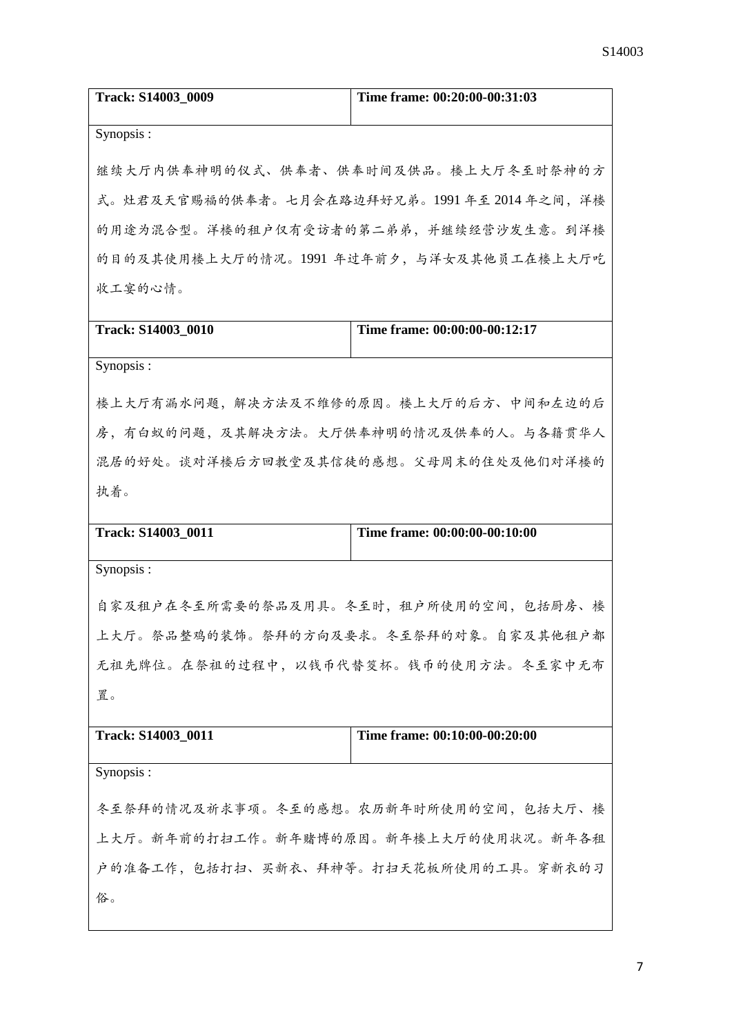| Track: S14003_0009 | Time frame: 00:20:00-00:31:03 |
|---|---|
| Synopsis : | |
| 继续大厅内供奉神明的仪式、供奉者、供奉时间及供品。楼上大厅冬至时祭神的方式。灶君及天官赐福的供奉者。七月会在路边拜好兄弟。1991 年至 2014 年之间，洋楼的用途为混合型。洋楼的租户仅有受访者的第二弟弟，并继续经营沙发生意。到洋楼的目的及其使用楼上大厅的情况。1991 年过年前夕，与洋女及其他员工在楼上大厅吃收工宴的心情。 | |

| Track: S14003_0010 | Time frame: 00:00:00-00:12:17 |
|---|---|
| Synopsis : | |
| 楼上大厅有漏水问题，解决方法及不维修的原因。楼上大厅的后方、中间和左边的后房，有白蚁的问题，及其解决方法。大厅供奉神明的情况及供奉的人。与各籍贯华人混居的好处。谈对洋楼后方回教堂及其信徒的感想。父母周末的住处及他们对洋楼的执着。 | |

| Track: S14003_0011 | Time frame: 00:00:00-00:10:00 |
|---|---|
| Synopsis : | |
| 自家及租户在冬至所需要的祭品及用具。冬至时，租户所使用的空间，包括厨房、楼上大厅。祭品整鸡的装饰。祭拜的方向及要求。冬至祭拜的对象。自家及其他租户都无祖先牌位。在祭祖的过程中，以钱币代替筊杯。钱币的使用方法。冬至家中无布置。 | |

| Track: S14003_0011 | Time frame: 00:10:00-00:20:00 |
|---|---|
| Synopsis : | |
| 冬至祭拜的情况及祈求事项。冬至的感想。农历新年时所使用的空间，包括大厅、楼上大厅。新年前的打扫工作。新年赌博的原因。新年楼上大厅的使用状况。新年各租户的准备工作，包括打扫、买新衣、拜神等。打扫天花板所使用的工具。穿新衣的习俗。 | |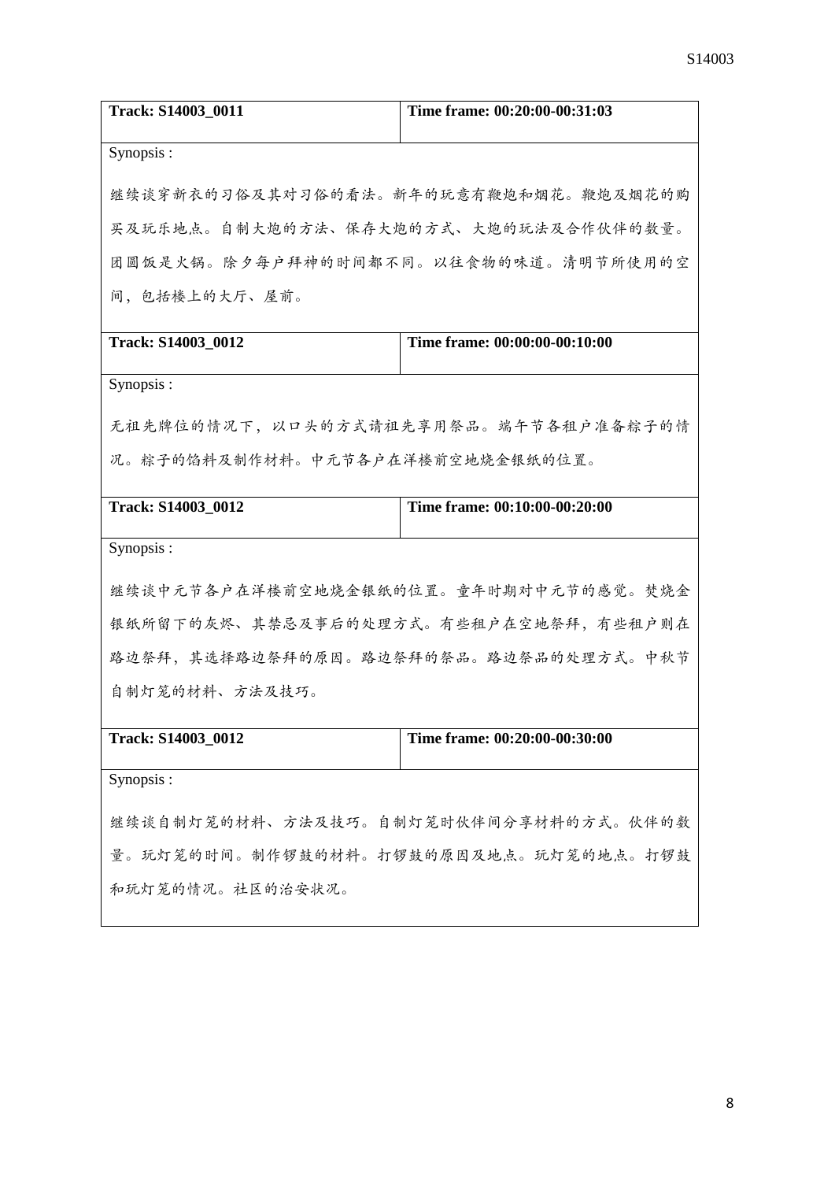| Track: S14003_0011 | Time frame: 00:20:00-00:31:03 |
|---|---|
| Synopsis : | |
| 继续谈穿新衣的习俗及其对习俗的看法。新年的玩意有鞭炮和烟花。鞭炮及烟花的购买及玩乐地点。自制大炮的方法、保存大炮的方式、大炮的玩法及合作伙伴的数量。团圆饭是火锅。除夕每户拜神的时间都不同。以往食物的味道。清明节所使用的空间，包括楼上的大厅、屋前。 | |

| Track: S14003_0012 | Time frame: 00:00:00-00:10:00 |
|---|---|
| Synopsis : | |
| 无祖先牌位的情况下，以口头的方式请祖先享用祭品。端午节各租户准备粽子的情况。粽子的馅料及制作材料。中元节各户在洋楼前空地烧金银纸的位置。 | |

| Track: S14003_0012 | Time frame: 00:10:00-00:20:00 |
|---|---|
| Synopsis : | |
| 继续谈中元节各户在洋楼前空地烧金银纸的位置。童年时期对中元节的感觉。焚烧金银纸所留下的灰烬、其禁忌及事后的处理方式。有些租户在空地祭拜，有些租户则在路边祭拜，其选择路边祭拜的原因。路边祭拜的祭品。路边祭品的处理方式。中秋节自制灯笼的材料、方法及技巧。 | |

| Track: S14003_0012 | Time frame: 00:20:00-00:30:00 |
|---|---|
| Synopsis : | |
| 继续谈自制灯笼的材料、方法及技巧。自制灯笼时伙伴间分享材料的方式。伙伴的数量。玩灯笼的时间。制作锣鼓的材料。打锣鼓的原因及地点。玩灯笼的地点。打锣鼓和玩灯笼的情况。社区的治安状况。 | |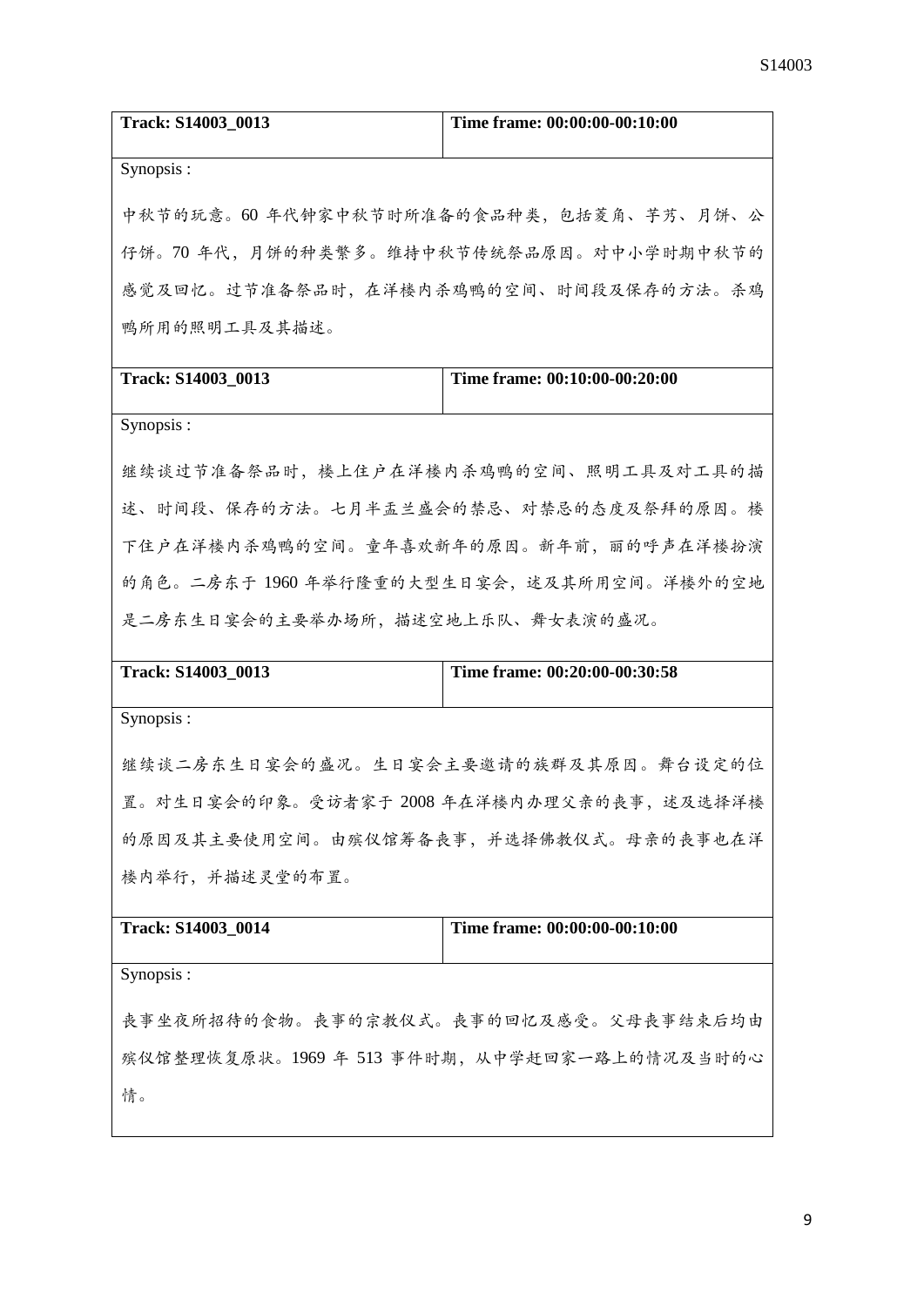| Track: S14003_0013 | Time frame: 00:00:00-00:10:00 |
|---|---|
| Synopsis : | |
| 中秋节的玩意。60 年代钟家中秋节时所准备的食品种类，包括菱角、芋艿、月饼、公仔饼。70 年代，月饼的种类繁多。维持中秋节传统祭品原因。对中小学时期中秋节的感觉及回忆。过节准备祭品时，在洋楼内杀鸡鸭的空间、时间段及保存的方法。杀鸡鸭所用的照明工具及其描述。 | |

| Track: S14003_0013 | Time frame: 00:10:00-00:20:00 |
|---|---|
| Synopsis : | |
| 继续谈过节准备祭品时，楼上住户在洋楼内杀鸡鸭的空间、照明工具及对工具的描述、时间段、保存的方法。七月半盂兰盛会的禁忌、对禁忌的态度及祭拜的原因。楼下住户在洋楼内杀鸡鸭的空间。童年喜欢新年的原因。新年前，丽的呼声在洋楼扮演的角色。二房东于 1960 年举行隆重的大型生日宴会，述及其所用空间。洋楼外的空地是二房东生日宴会的主要举办场所，描述空地上乐队、舞女表演的盛况。 | |

| Track: S14003_0013 | Time frame: 00:20:00-00:30:58 |
|---|---|
| Synopsis : | |
| 继续谈二房东生日宴会的盛况。生日宴会主要邀请的族群及其原因。舞台设定的位置。对生日宴会的印象。受访者家于 2008 年在洋楼内办理父亲的丧事，述及选择洋楼的原因及其主要使用空间。由殡仪馆筹备丧事，并选择佛教仪式。母亲的丧事也在洋楼内举行，并描述灵堂的布置。 | |

| Track: S14003_0014 | Time frame: 00:00:00-00:10:00 |
|---|---|
| Synopsis : | |
| 丧事坐夜所招待的食物。丧事的宗教仪式。丧事的回忆及感受。父母丧事结束后均由殡仪馆整理恢复原状。1969 年 513 事件时期，从中学赶回家一路上的情况及当时的心情。 | |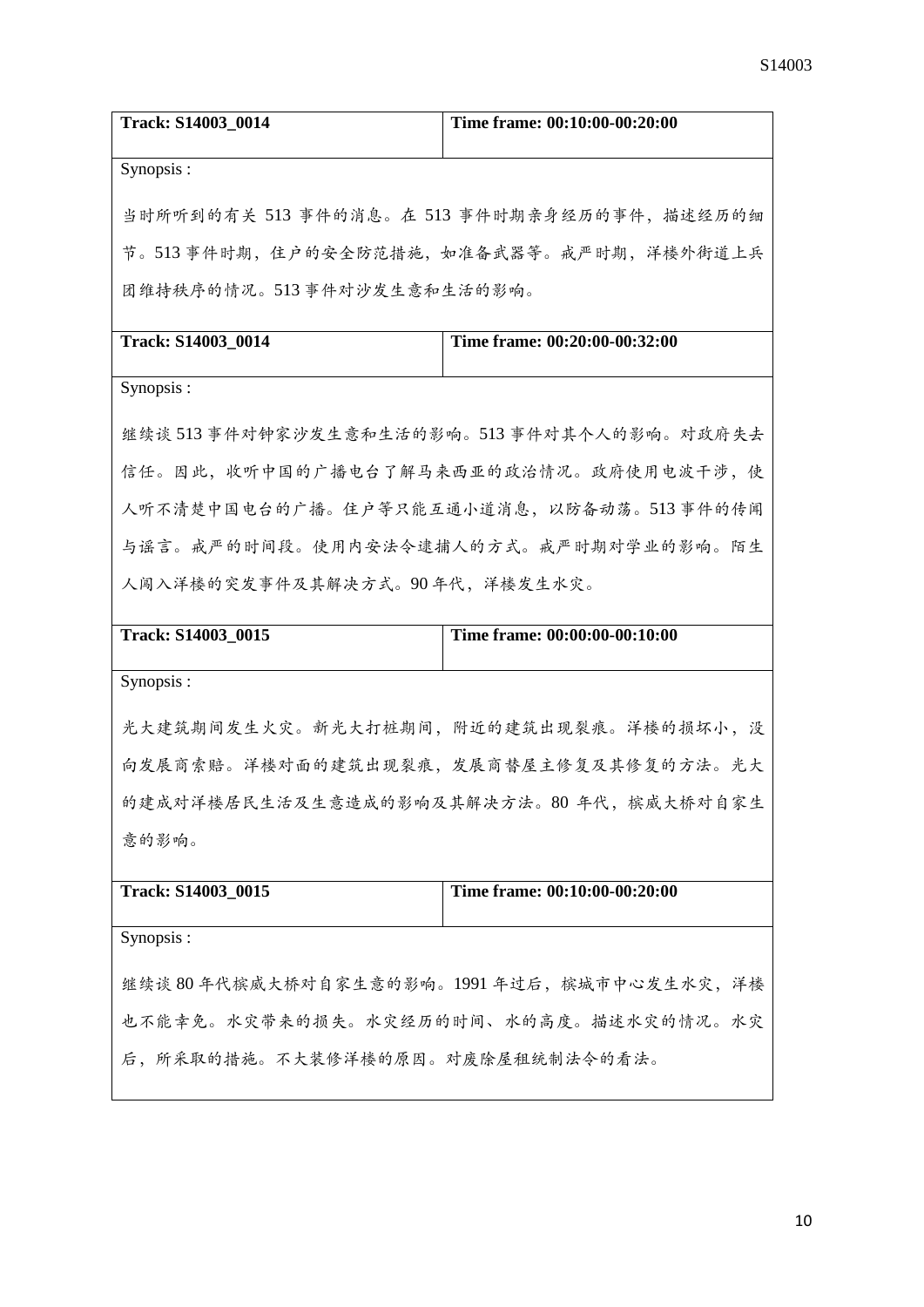| Track: S14003_0014 | Time frame: 00:10:00-00:20:00 |
|---|---|
| Synopsis : | |
| 当时所听到的有关 513 事件的消息。在 513 事件时期亲身经历的事件，描述经历的细节。513 事件时期，住户的安全防范措施，如准备武器等。戒严时期，洋楼外街道上兵团维持秩序的情况。513 事件对沙发生意和生活的影响。 | |

| Track: S14003_0014 | Time frame: 00:20:00-00:32:00 |
|---|---|
| Synopsis : | |
| 继续谈 513 事件对钟家沙发生意和生活的影响。513 事件对其个人的影响。对政府失去信任。因此，收听中国的广播电台了解马来西亚的政治情况。政府使用电波干涉，使人听不清楚中国电台的广播。住户等只能互通小道消息，以防备动荡。513 事件的传闻与谣言。戒严的时间段。使用内安法令逮捕人的方式。戒严时期对学业的影响。陌生人闯入洋楼的突发事件及其解决方式。90 年代，洋楼发生水灾。 | |

| Track: S14003_0015 | Time frame: 00:00:00-00:10:00 |
|---|---|
| Synopsis : | |
| 光大建筑期间发生火灾。新光大打桩期间，附近的建筑出现裂痕。洋楼的损坏小，没向发展商索赔。洋楼对面的建筑出现裂痕，发展商替屋主修复及其修复的方法。光大的建成对洋楼居民生活及生意造成的影响及其解决方法。80 年代，槟威大桥对自家生意的影响。 | |

| Track: S14003_0015 | Time frame: 00:10:00-00:20:00 |
|---|---|
| Synopsis : | |
| 继续谈 80 年代槟威大桥对自家生意的影响。1991 年过后，槟城市中心发生水灾，洋楼也不能幸免。水灾带来的损失。水灾经历的时间、水的高度。描述水灾的情况。水灾后，所采取的措施。不大装修洋楼的原因。对废除屋租统制法令的看法。 | |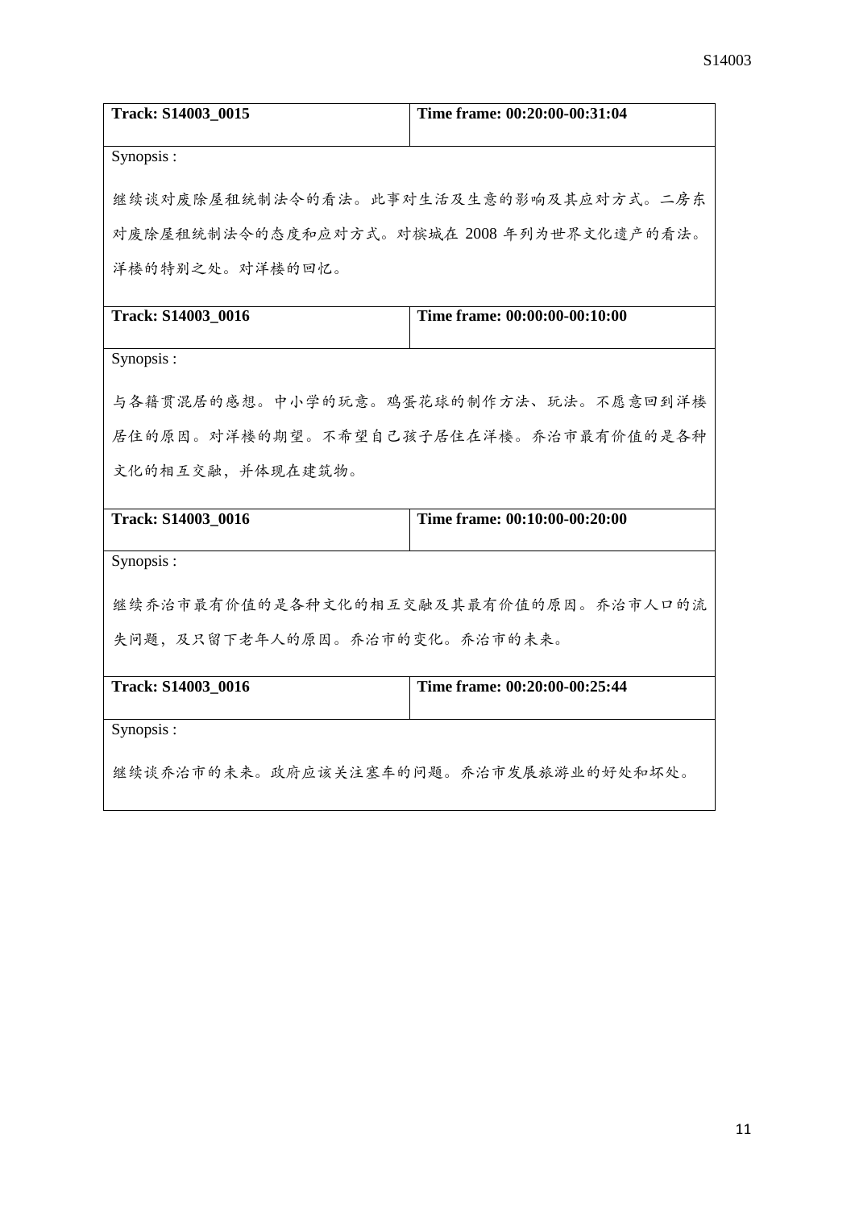| Track: S14003_0015 | Time frame: 00:20:00-00:31:04 |
|---|---|
| Synopsis : | |
| 继续谈对废除屋租统制法令的看法。此事对生活及生意的影响及其应对方式。二房东对废除屋租统制法令的态度和应对方式。对槟城在 2008 年列为世界文化遗产的看法。洋楼的特别之处。对洋楼的回忆。 | |

| Track: S14003_0016 | Time frame: 00:00:00-00:10:00 |
|---|---|
| Synopsis : | |
| 与各籍贯混居的感想。中小学的玩意。鸡蛋花球的制作方法、玩法。不愿意回到洋楼居住的原因。对洋楼的期望。不希望自己孩子居住在洋楼。乔治市最有价值的是各种文化的相互交融，并体现在建筑物。 | |

| Track: S14003_0016 | Time frame: 00:10:00-00:20:00 |
|---|---|
| Synopsis : | |
| 继续乔治市最有价值的是各种文化的相互交融及其最有价值的原因。乔治市人口的流失问题，及只留下老年人的原因。乔治市的变化。乔治市的未来。 | |

| Track: S14003_0016 | Time frame: 00:20:00-00:25:44 |
|---|---|
| Synopsis : | |
| 继续谈乔治市的未来。政府应该关注塞车的问题。乔治市发展旅游业的好处和坏处。 | |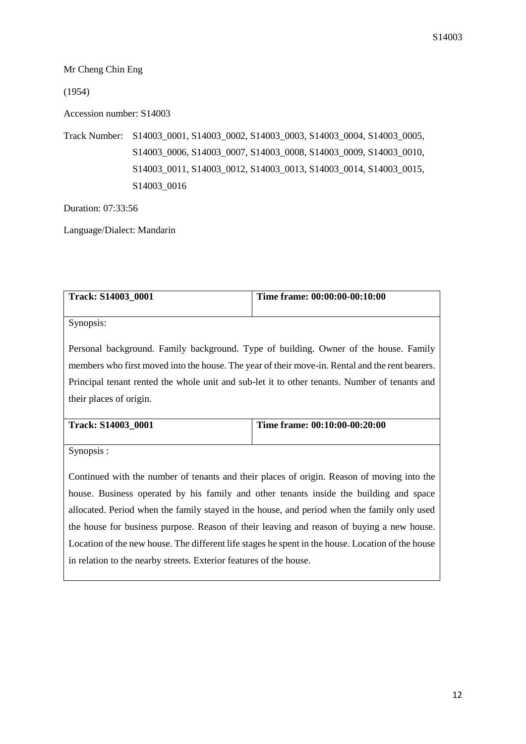Mr Cheng Chin Eng

(1954)

Accession number: S14003

Track Number: S14003_0001, S14003_0002, S14003_0003, S14003_0004, S14003_0005, S14003_0006, S14003_0007, S14003_0008, S14003_0009, S14003_0010, S14003_0011, S14003_0012, S14003_0013, S14003_0014, S14003_0015, S14003_0016

Duration: 07:33:56

Language/Dialect: Mandarin

| **Track: S14003_0001** | **Time frame: 00:00:00-00:10:00** |
|---|---|
| Synopsis:<br><br>Personal background. Family background. Type of building. Owner of the house. Family members who first moved into the house. The year of their move-in. Rental and the rent bearers. Principal tenant rented the whole unit and sub-let it to other tenants. Number of tenants and their places of origin. | |
| **Track: S14003_0001** | **Time frame: 00:10:00-00:20:00** |
| Synopsis :<br><br>Continued with the number of tenants and their places of origin. Reason of moving into the house. Business operated by his family and other tenants inside the building and space allocated. Period when the family stayed in the house, and period when the family only used the house for business purpose. Reason of their leaving and reason of buying a new house. Location of the new house. The different life stages he spent in the house. Location of the house in relation to the nearby streets. Exterior features of the house. | |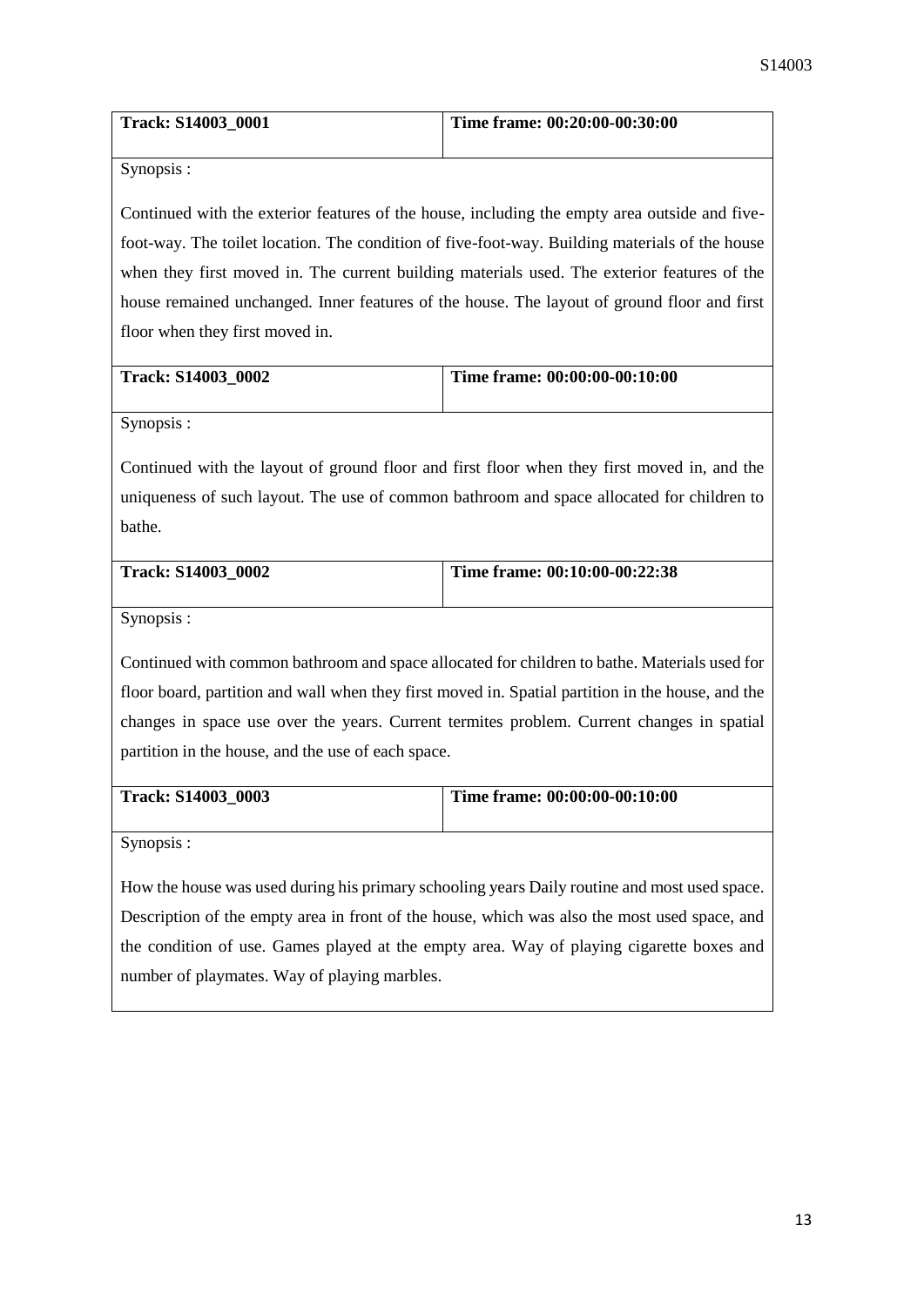| **Track: S14003_0001** | **Time frame: 00:20:00-00:30:00** |
| --- | --- |

Synopsis :

Continued with the exterior features of the house, including the empty area outside and five-foot-way. The toilet location. The condition of five-foot-way. Building materials of the house when they first moved in. The current building materials used. The exterior features of the house remained unchanged. Inner features of the house. The layout of ground floor and first floor when they first moved in.

| **Track: S14003_0002** | **Time frame: 00:00:00-00:10:00** |
| --- | --- |

Synopsis :

Continued with the layout of ground floor and first floor when they first moved in, and the uniqueness of such layout. The use of common bathroom and space allocated for children to bathe.

| **Track: S14003_0002** | **Time frame: 00:10:00-00:22:38** |
| --- | --- |

Synopsis :

Continued with common bathroom and space allocated for children to bathe. Materials used for floor board, partition and wall when they first moved in. Spatial partition in the house, and the changes in space use over the years. Current termites problem. Current changes in spatial partition in the house, and the use of each space.

| **Track: S14003_0003** | **Time frame: 00:00:00-00:10:00** |
| --- | --- |

Synopsis :

How the house was used during his primary schooling years Daily routine and most used space. Description of the empty area in front of the house, which was also the most used space, and the condition of use. Games played at the empty area. Way of playing cigarette boxes and number of playmates. Way of playing marbles.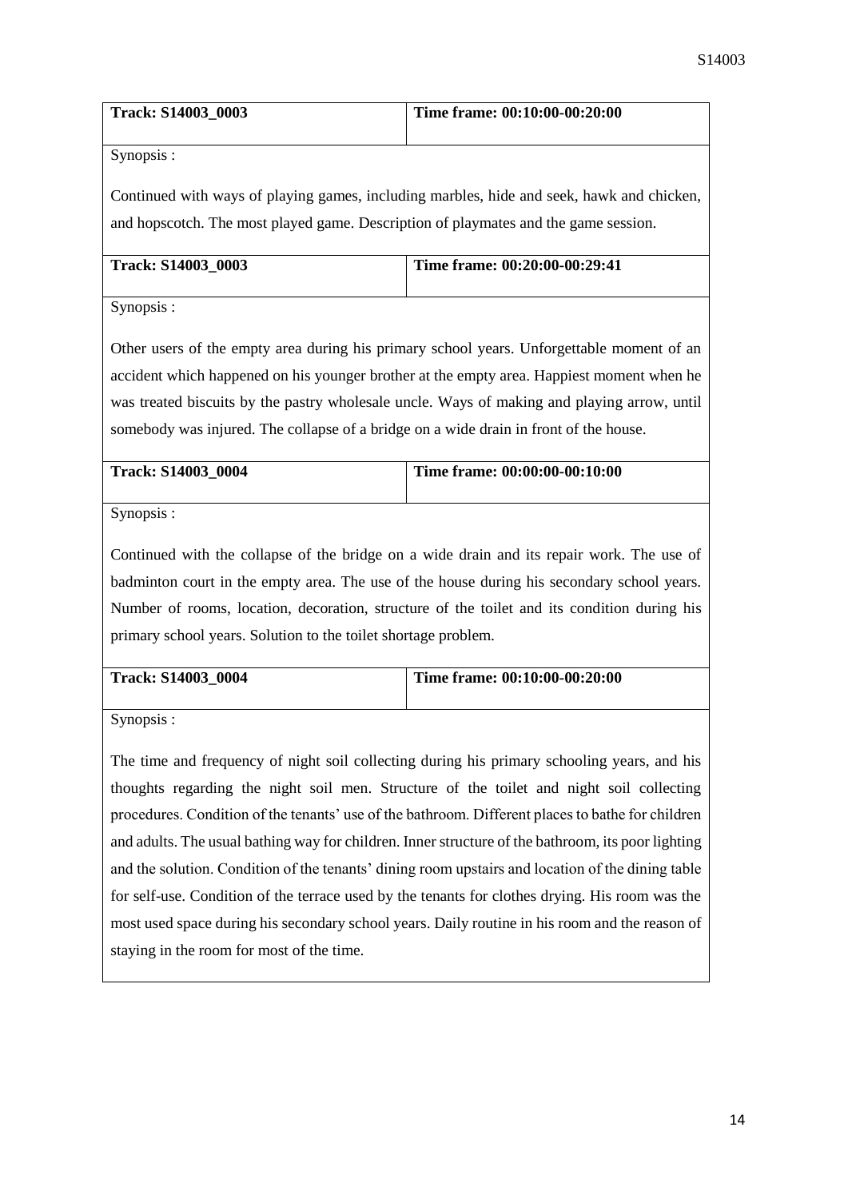| Track: S14003_0003 | Time frame: 00:10:00-00:20:00 |
|---|---|

Synopsis :

Continued with ways of playing games, including marbles, hide and seek, hawk and chicken, and hopscotch. The most played game. Description of playmates and the game session.

| Track: S14003_0003 | Time frame: 00:20:00-00:29:41 |
|---|---|

Synopsis :

Other users of the empty area during his primary school years. Unforgettable moment of an accident which happened on his younger brother at the empty area. Happiest moment when he was treated biscuits by the pastry wholesale uncle. Ways of making and playing arrow, until somebody was injured. The collapse of a bridge on a wide drain in front of the house.

| Track: S14003_0004 | Time frame: 00:00:00-00:10:00 |
|---|---|

Synopsis :

Continued with the collapse of the bridge on a wide drain and its repair work. The use of badminton court in the empty area. The use of the house during his secondary school years. Number of rooms, location, decoration, structure of the toilet and its condition during his primary school years. Solution to the toilet shortage problem.

| Track: S14003_0004 | Time frame: 00:10:00-00:20:00 |
|---|---|

Synopsis :

The time and frequency of night soil collecting during his primary schooling years, and his thoughts regarding the night soil men. Structure of the toilet and night soil collecting procedures. Condition of the tenants' use of the bathroom. Different places to bathe for children and adults. The usual bathing way for children. Inner structure of the bathroom, its poor lighting and the solution. Condition of the tenants' dining room upstairs and location of the dining table for self-use. Condition of the terrace used by the tenants for clothes drying. His room was the most used space during his secondary school years. Daily routine in his room and the reason of staying in the room for most of the time.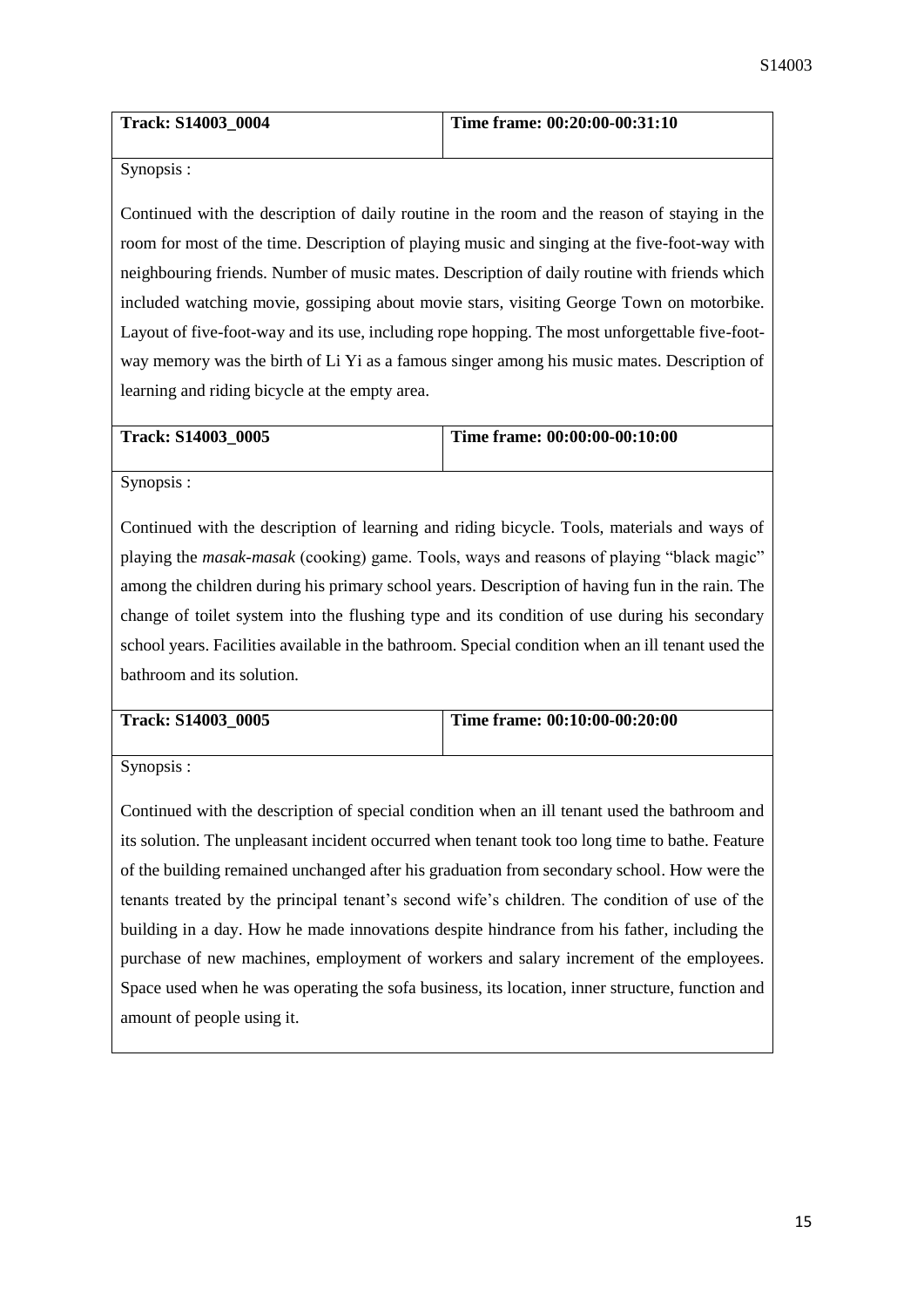| Track: S14003_0004 | Time frame: 00:20:00-00:31:10 |
| --- | --- |

Synopsis :

Continued with the description of daily routine in the room and the reason of staying in the room for most of the time. Description of playing music and singing at the five-foot-way with neighbouring friends. Number of music mates. Description of daily routine with friends which included watching movie, gossiping about movie stars, visiting George Town on motorbike. Layout of five-foot-way and its use, including rope hopping. The most unforgettable five-foot-way memory was the birth of Li Yi as a famous singer among his music mates. Description of learning and riding bicycle at the empty area.

| Track: S14003_0005 | Time frame: 00:00:00-00:10:00 |
| --- | --- |

Synopsis :

Continued with the description of learning and riding bicycle. Tools, materials and ways of playing the *masak-masak* (cooking) game. Tools, ways and reasons of playing "black magic" among the children during his primary school years. Description of having fun in the rain. The change of toilet system into the flushing type and its condition of use during his secondary school years. Facilities available in the bathroom. Special condition when an ill tenant used the bathroom and its solution.

| Track: S14003_0005 | Time frame: 00:10:00-00:20:00 |
| --- | --- |

Synopsis :

Continued with the description of special condition when an ill tenant used the bathroom and its solution. The unpleasant incident occurred when tenant took too long time to bathe. Feature of the building remained unchanged after his graduation from secondary school. How were the tenants treated by the principal tenant's second wife's children. The condition of use of the building in a day. How he made innovations despite hindrance from his father, including the purchase of new machines, employment of workers and salary increment of the employees. Space used when he was operating the sofa business, its location, inner structure, function and amount of people using it.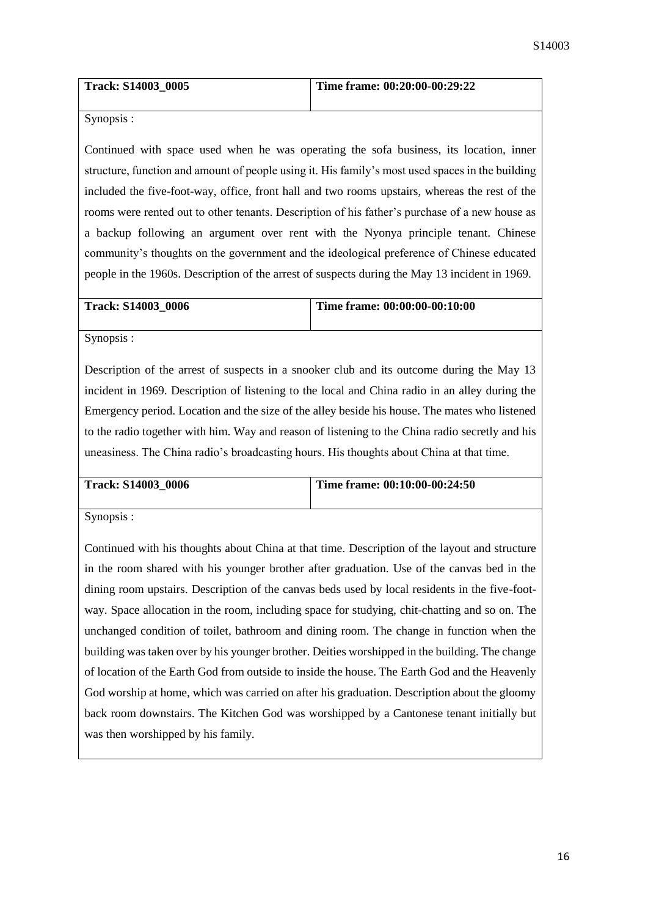| Track: S14003_0005 | Time frame: 00:20:00-00:29:22 |
|---|---|

Synopsis :

Continued with space used when he was operating the sofa business, its location, inner structure, function and amount of people using it. His family's most used spaces in the building included the five-foot-way, office, front hall and two rooms upstairs, whereas the rest of the rooms were rented out to other tenants. Description of his father's purchase of a new house as a backup following an argument over rent with the Nyonya principle tenant. Chinese community's thoughts on the government and the ideological preference of Chinese educated people in the 1960s. Description of the arrest of suspects during the May 13 incident in 1969.

| Track: S14003_0006 | Time frame: 00:00:00-00:10:00 |
|---|---|

Synopsis :

Description of the arrest of suspects in a snooker club and its outcome during the May 13 incident in 1969. Description of listening to the local and China radio in an alley during the Emergency period. Location and the size of the alley beside his house. The mates who listened to the radio together with him. Way and reason of listening to the China radio secretly and his uneasiness. The China radio's broadcasting hours. His thoughts about China at that time.

| Track: S14003_0006 | Time frame: 00:10:00-00:24:50 |
|---|---|

Synopsis :

Continued with his thoughts about China at that time. Description of the layout and structure in the room shared with his younger brother after graduation. Use of the canvas bed in the dining room upstairs. Description of the canvas beds used by local residents in the five-foot-way. Space allocation in the room, including space for studying, chit-chatting and so on. The unchanged condition of toilet, bathroom and dining room. The change in function when the building was taken over by his younger brother. Deities worshipped in the building. The change of location of the Earth God from outside to inside the house. The Earth God and the Heavenly God worship at home, which was carried on after his graduation. Description about the gloomy back room downstairs. The Kitchen God was worshipped by a Cantonese tenant initially but was then worshipped by his family.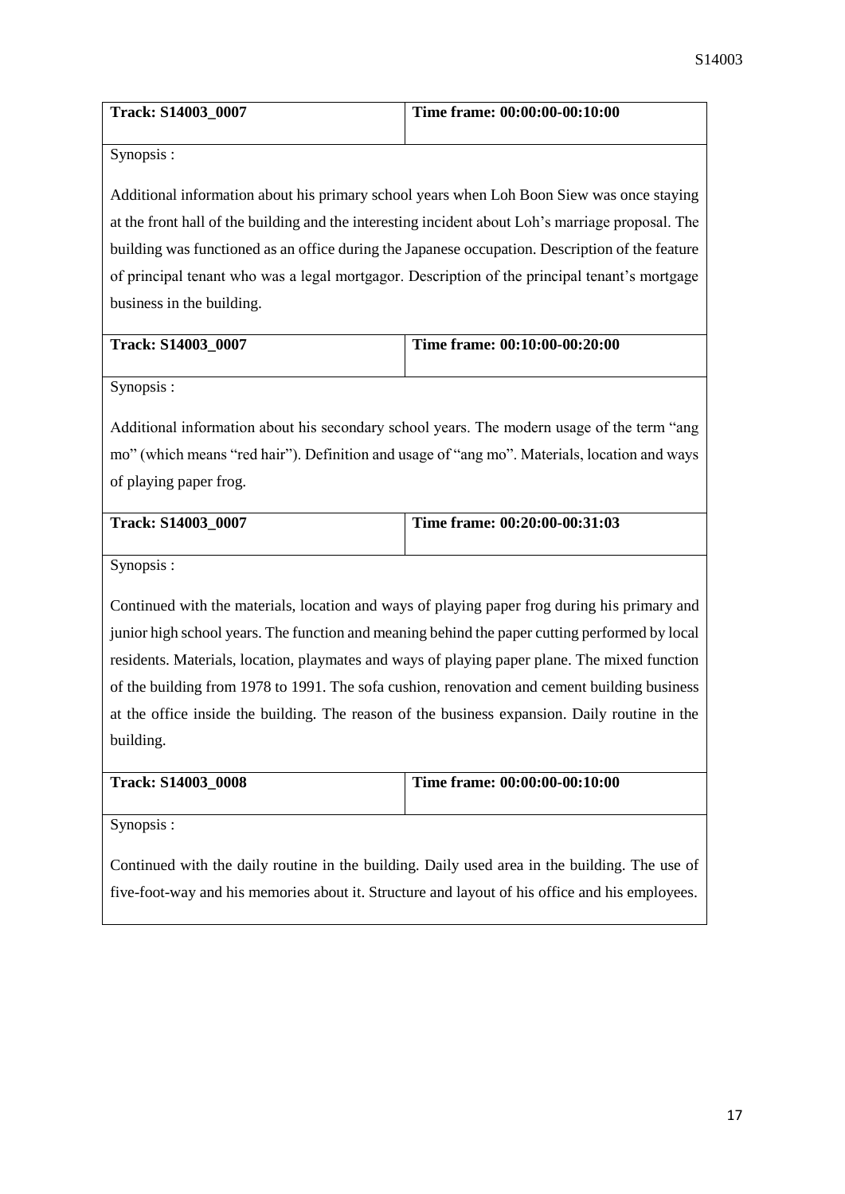| **Track: S14003_0007** | **Time frame: 00:00:00-00:10:00** |
|---|---|

Synopsis :

Additional information about his primary school years when Loh Boon Siew was once staying at the front hall of the building and the interesting incident about Loh's marriage proposal. The building was functioned as an office during the Japanese occupation. Description of the feature of principal tenant who was a legal mortgagor. Description of the principal tenant's mortgage business in the building.

| **Track: S14003_0007** | **Time frame: 00:10:00-00:20:00** |
|---|---|

Synopsis :

Additional information about his secondary school years. The modern usage of the term "ang mo" (which means "red hair"). Definition and usage of "ang mo". Materials, location and ways of playing paper frog.

| **Track: S14003_0007** | **Time frame: 00:20:00-00:31:03** |
|---|---|

Synopsis :

Continued with the materials, location and ways of playing paper frog during his primary and junior high school years. The function and meaning behind the paper cutting performed by local residents. Materials, location, playmates and ways of playing paper plane. The mixed function of the building from 1978 to 1991. The sofa cushion, renovation and cement building business at the office inside the building. The reason of the business expansion. Daily routine in the building.

| **Track: S14003_0008** | **Time frame: 00:00:00-00:10:00** |
|---|---|

Synopsis :

Continued with the daily routine in the building. Daily used area in the building. The use of five-foot-way and his memories about it. Structure and layout of his office and his employees.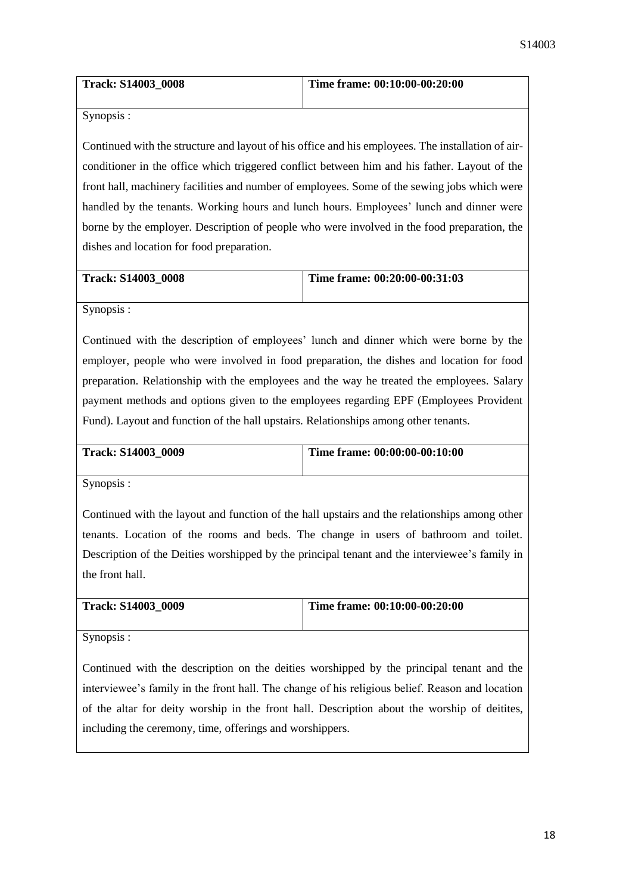| **Track: S14003_0008** | **Time frame: 00:10:00-00:20:00** |
|---|---|

Synopsis :

Continued with the structure and layout of his office and his employees. The installation of air-conditioner in the office which triggered conflict between him and his father. Layout of the front hall, machinery facilities and number of employees. Some of the sewing jobs which were handled by the tenants. Working hours and lunch hours. Employees' lunch and dinner were borne by the employer. Description of people who were involved in the food preparation, the dishes and location for food preparation.

| **Track: S14003_0008** | **Time frame: 00:20:00-00:31:03** |
|---|---|

Synopsis :

Continued with the description of employees' lunch and dinner which were borne by the employer, people who were involved in food preparation, the dishes and location for food preparation. Relationship with the employees and the way he treated the employees. Salary payment methods and options given to the employees regarding EPF (Employees Provident Fund). Layout and function of the hall upstairs. Relationships among other tenants.

| **Track: S14003_0009** | **Time frame: 00:00:00-00:10:00** |
|---|---|

Synopsis :

Continued with the layout and function of the hall upstairs and the relationships among other tenants. Location of the rooms and beds. The change in users of bathroom and toilet. Description of the Deities worshipped by the principal tenant and the interviewee's family in the front hall.

| **Track: S14003_0009** | **Time frame: 00:10:00-00:20:00** |
|---|---|

Synopsis :

Continued with the description on the deities worshipped by the principal tenant and the interviewee's family in the front hall. The change of his religious belief. Reason and location of the altar for deity worship in the front hall. Description about the worship of deitites, including the ceremony, time, offerings and worshippers.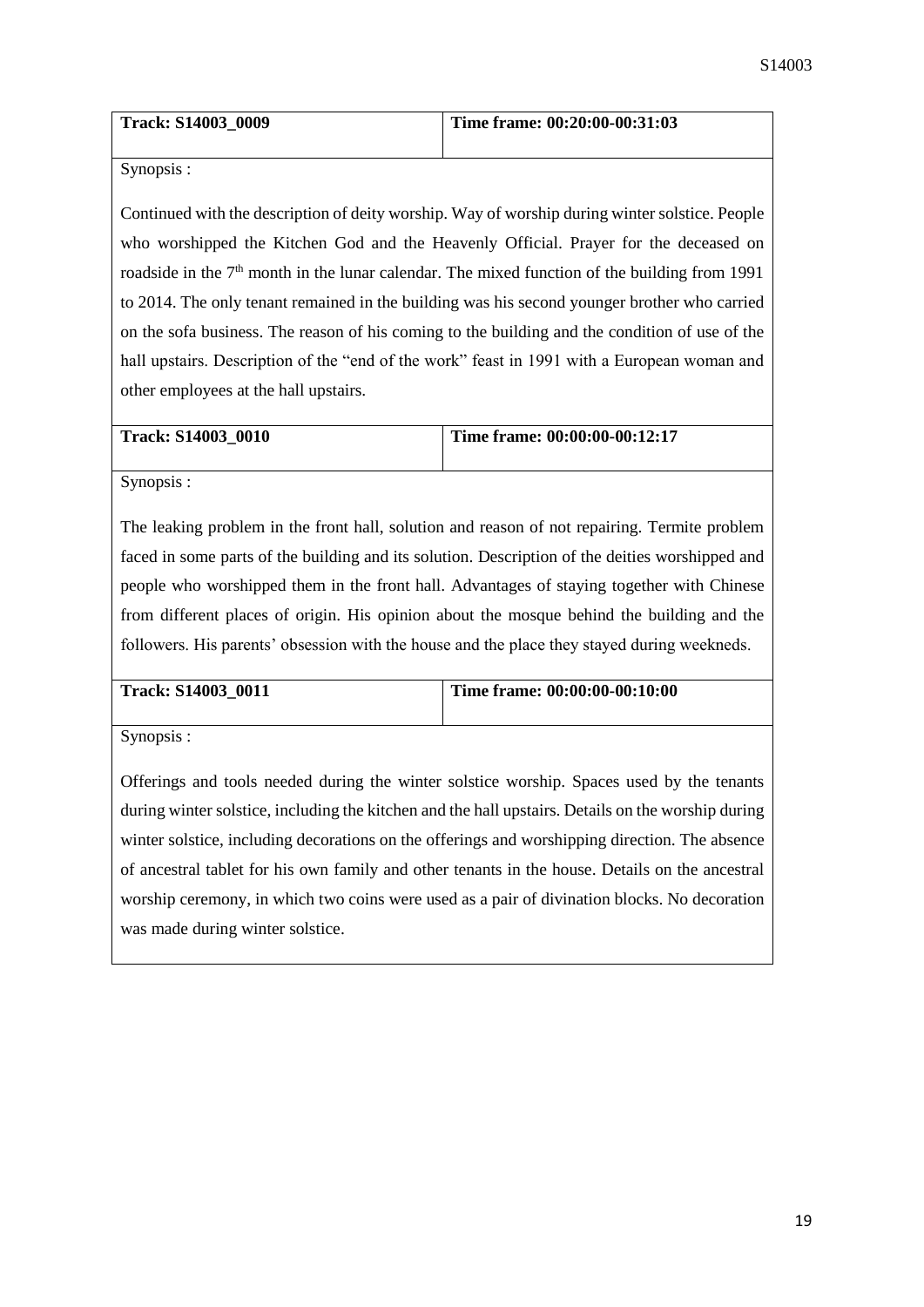| Track: S14003_0009 | Time frame: 00:20:00-00:31:03 |
|---|---|

Synopsis :

Continued with the description of deity worship. Way of worship during winter solstice. People who worshipped the Kitchen God and the Heavenly Official. Prayer for the deceased on roadside in the 7th month in the lunar calendar. The mixed function of the building from 1991 to 2014. The only tenant remained in the building was his second younger brother who carried on the sofa business. The reason of his coming to the building and the condition of use of the hall upstairs. Description of the "end of the work" feast in 1991 with a European woman and other employees at the hall upstairs.

| Track: S14003_0010 | Time frame: 00:00:00-00:12:17 |
|---|---|

Synopsis :

The leaking problem in the front hall, solution and reason of not repairing. Termite problem faced in some parts of the building and its solution. Description of the deities worshipped and people who worshipped them in the front hall. Advantages of staying together with Chinese from different places of origin. His opinion about the mosque behind the building and the followers. His parents' obsession with the house and the place they stayed during weekneds.

| Track: S14003_0011 | Time frame: 00:00:00-00:10:00 |
|---|---|

Synopsis :

Offerings and tools needed during the winter solstice worship. Spaces used by the tenants during winter solstice, including the kitchen and the hall upstairs. Details on the worship during winter solstice, including decorations on the offerings and worshipping direction. The absence of ancestral tablet for his own family and other tenants in the house. Details on the ancestral worship ceremony, in which two coins were used as a pair of divination blocks. No decoration was made during winter solstice.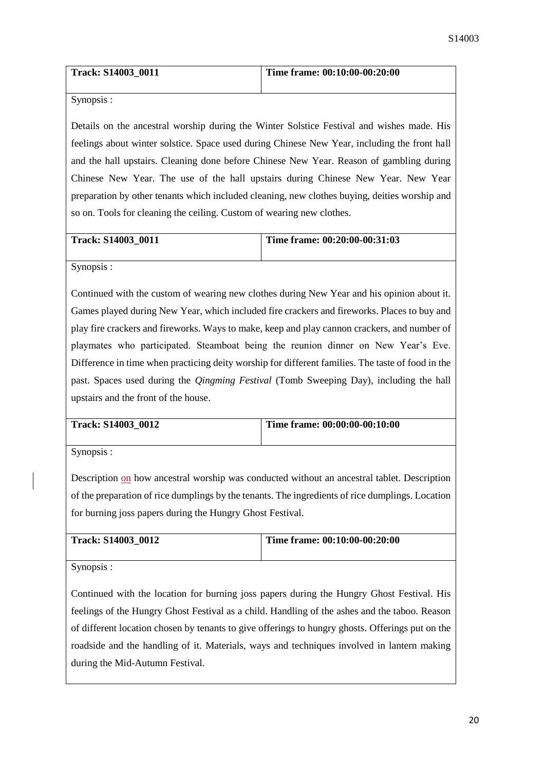| Track: S14003_0011 | Time frame: 00:10:00-00:20:00 |
|---|---|

Synopsis :

Details on the ancestral worship during the Winter Solstice Festival and wishes made. His feelings about winter solstice. Space used during Chinese New Year, including the front hall and the hall upstairs. Cleaning done before Chinese New Year. Reason of gambling during Chinese New Year. The use of the hall upstairs during Chinese New Year. New Year preparation by other tenants which included cleaning, new clothes buying, deities worship and so on. Tools for cleaning the ceiling. Custom of wearing new clothes.

| Track: S14003_0011 | Time frame: 00:20:00-00:31:03 |
|---|---|

Synopsis :

Continued with the custom of wearing new clothes during New Year and his opinion about it. Games played during New Year, which included fire crackers and fireworks. Places to buy and play fire crackers and fireworks. Ways to make, keep and play cannon crackers, and number of playmates who participated. Steamboat being the reunion dinner on New Year's Eve. Difference in time when practicing deity worship for different families. The taste of food in the past. Spaces used during the *Qingming Festival* (Tomb Sweeping Day), including the hall upstairs and the front of the house.

| Track: S14003_0012 | Time frame: 00:00:00-00:10:00 |
|---|---|

Synopsis :

Description on how ancestral worship was conducted without an ancestral tablet. Description of the preparation of rice dumplings by the tenants. The ingredients of rice dumplings. Location for burning joss papers during the Hungry Ghost Festival.

| Track: S14003_0012 | Time frame: 00:10:00-00:20:00 |
|---|---|

Synopsis :

Continued with the location for burning joss papers during the Hungry Ghost Festival. His feelings of the Hungry Ghost Festival as a child. Handling of the ashes and the taboo. Reason of different location chosen by tenants to give offerings to hungry ghosts. Offerings put on the roadside and the handling of it. Materials, ways and techniques involved in lantern making during the Mid-Autumn Festival.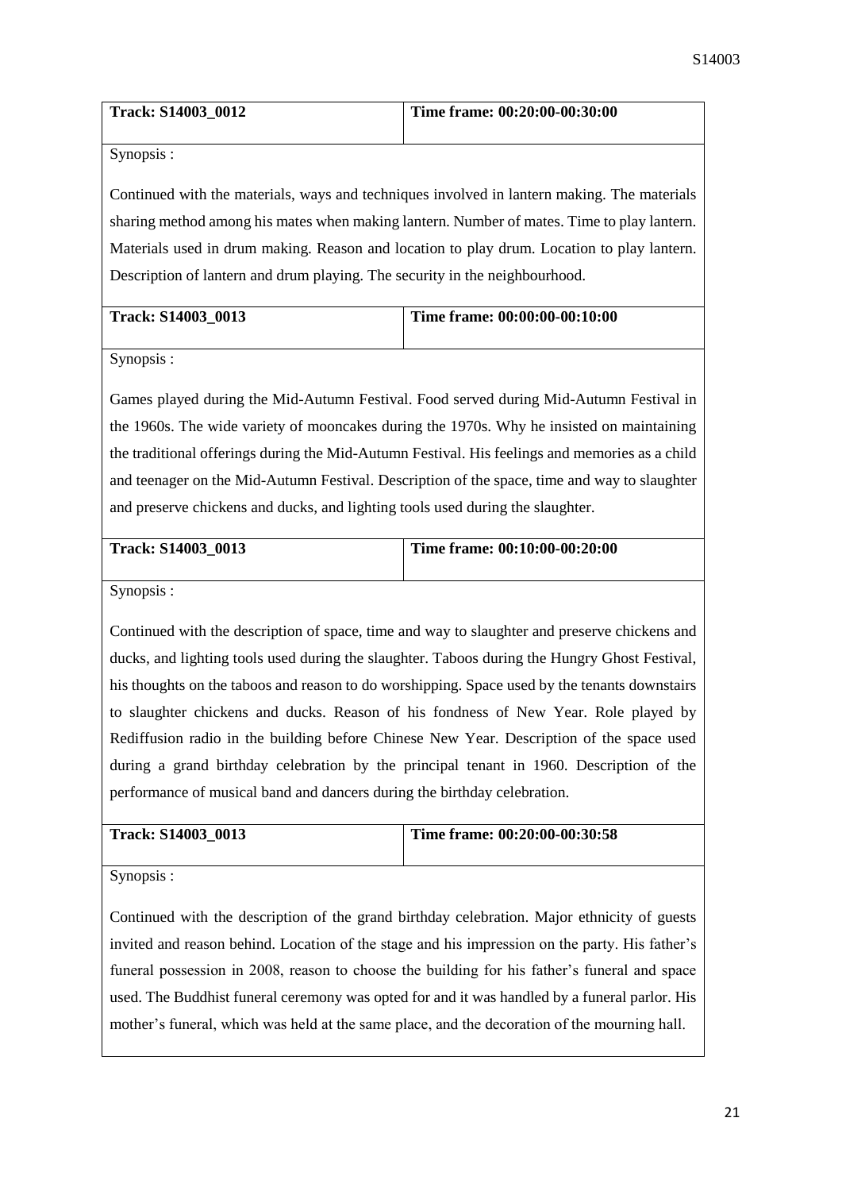| **Track: S14003_0012** | **Time frame: 00:20:00-00:30:00** |
| --- | --- |

Synopsis :

Continued with the materials, ways and techniques involved in lantern making. The materials sharing method among his mates when making lantern. Number of mates. Time to play lantern. Materials used in drum making. Reason and location to play drum. Location to play lantern. Description of lantern and drum playing. The security in the neighbourhood.

| **Track: S14003_0013** | **Time frame: 00:00:00-00:10:00** |
| --- | --- |

Synopsis :

Games played during the Mid-Autumn Festival. Food served during Mid-Autumn Festival in the 1960s. The wide variety of mooncakes during the 1970s. Why he insisted on maintaining the traditional offerings during the Mid-Autumn Festival. His feelings and memories as a child and teenager on the Mid-Autumn Festival. Description of the space, time and way to slaughter and preserve chickens and ducks, and lighting tools used during the slaughter.

| **Track: S14003_0013** | **Time frame: 00:10:00-00:20:00** |
| --- | --- |

Synopsis :

Continued with the description of space, time and way to slaughter and preserve chickens and ducks, and lighting tools used during the slaughter. Taboos during the Hungry Ghost Festival, his thoughts on the taboos and reason to do worshipping. Space used by the tenants downstairs to slaughter chickens and ducks. Reason of his fondness of New Year. Role played by Rediffusion radio in the building before Chinese New Year. Description of the space used during a grand birthday celebration by the principal tenant in 1960. Description of the performance of musical band and dancers during the birthday celebration.

| **Track: S14003_0013** | **Time frame: 00:20:00-00:30:58** |
| --- | --- |

Synopsis :

Continued with the description of the grand birthday celebration. Major ethnicity of guests invited and reason behind. Location of the stage and his impression on the party. His father's funeral possession in 2008, reason to choose the building for his father's funeral and space used. The Buddhist funeral ceremony was opted for and it was handled by a funeral parlor. His mother's funeral, which was held at the same place, and the decoration of the mourning hall.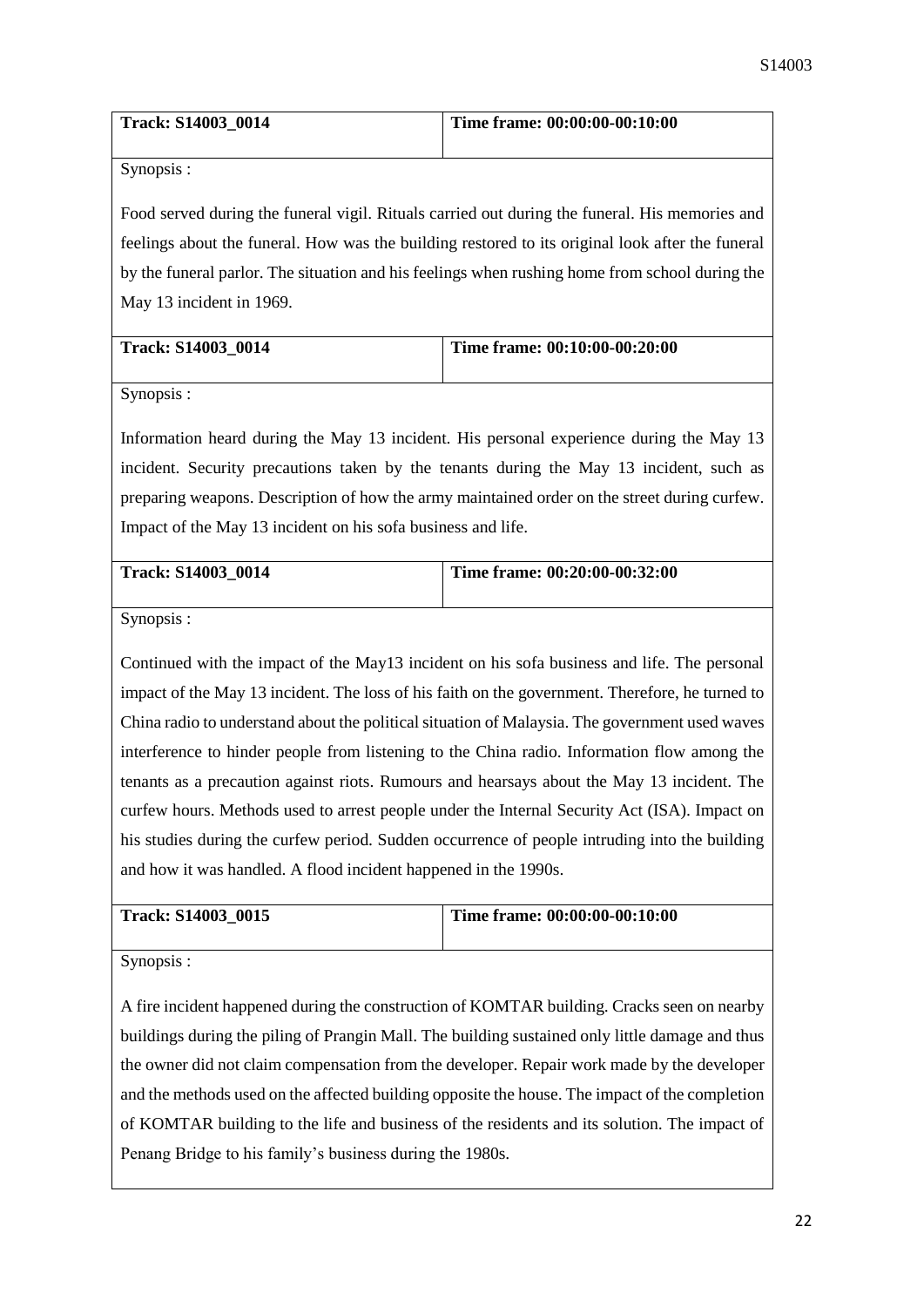| Track: S14003_0014 | Time frame: 00:00:00-00:10:00 |
|---|---|

Synopsis :

Food served during the funeral vigil. Rituals carried out during the funeral. His memories and feelings about the funeral. How was the building restored to its original look after the funeral by the funeral parlor. The situation and his feelings when rushing home from school during the May 13 incident in 1969.

| Track: S14003_0014 | Time frame: 00:10:00-00:20:00 |
|---|---|

Synopsis :

Information heard during the May 13 incident. His personal experience during the May 13 incident. Security precautions taken by the tenants during the May 13 incident, such as preparing weapons. Description of how the army maintained order on the street during curfew. Impact of the May 13 incident on his sofa business and life.

| Track: S14003_0014 | Time frame: 00:20:00-00:32:00 |
|---|---|

Synopsis :

Continued with the impact of the May13 incident on his sofa business and life. The personal impact of the May 13 incident. The loss of his faith on the government. Therefore, he turned to China radio to understand about the political situation of Malaysia. The government used waves interference to hinder people from listening to the China radio. Information flow among the tenants as a precaution against riots. Rumours and hearsays about the May 13 incident. The curfew hours. Methods used to arrest people under the Internal Security Act (ISA). Impact on his studies during the curfew period. Sudden occurrence of people intruding into the building and how it was handled. A flood incident happened in the 1990s.

| Track: S14003_0015 | Time frame: 00:00:00-00:10:00 |
|---|---|

Synopsis :

A fire incident happened during the construction of KOMTAR building. Cracks seen on nearby buildings during the piling of Prangin Mall. The building sustained only little damage and thus the owner did not claim compensation from the developer. Repair work made by the developer and the methods used on the affected building opposite the house. The impact of the completion of KOMTAR building to the life and business of the residents and its solution. The impact of Penang Bridge to his family's business during the 1980s.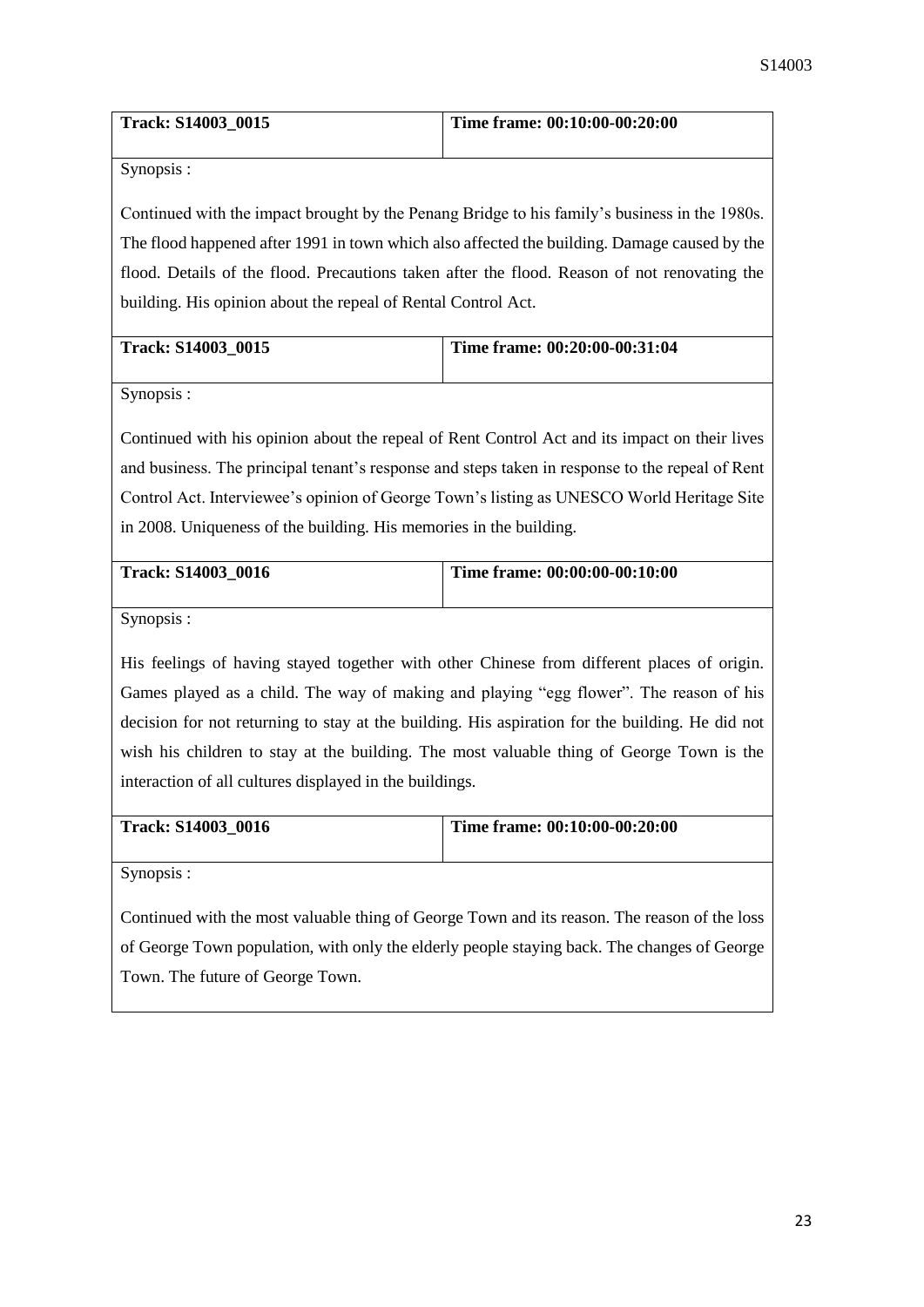| **Track: S14003_0015** | **Time frame: 00:10:00-00:20:00** |
| --- | --- |

Synopsis :

Continued with the impact brought by the Penang Bridge to his family's business in the 1980s. The flood happened after 1991 in town which also affected the building. Damage caused by the flood. Details of the flood. Precautions taken after the flood. Reason of not renovating the building. His opinion about the repeal of Rental Control Act.

| **Track: S14003_0015** | **Time frame: 00:20:00-00:31:04** |
| --- | --- |

Synopsis :

Continued with his opinion about the repeal of Rent Control Act and its impact on their lives and business. The principal tenant's response and steps taken in response to the repeal of Rent Control Act. Interviewee's opinion of George Town's listing as UNESCO World Heritage Site in 2008. Uniqueness of the building. His memories in the building.

| **Track: S14003_0016** | **Time frame: 00:00:00-00:10:00** |
| --- | --- |

Synopsis :

His feelings of having stayed together with other Chinese from different places of origin. Games played as a child. The way of making and playing "egg flower". The reason of his decision for not returning to stay at the building. His aspiration for the building. He did not wish his children to stay at the building. The most valuable thing of George Town is the interaction of all cultures displayed in the buildings.

| **Track: S14003_0016** | **Time frame: 00:10:00-00:20:00** |
| --- | --- |

Synopsis :

Continued with the most valuable thing of George Town and its reason. The reason of the loss of George Town population, with only the elderly people staying back. The changes of George Town. The future of George Town.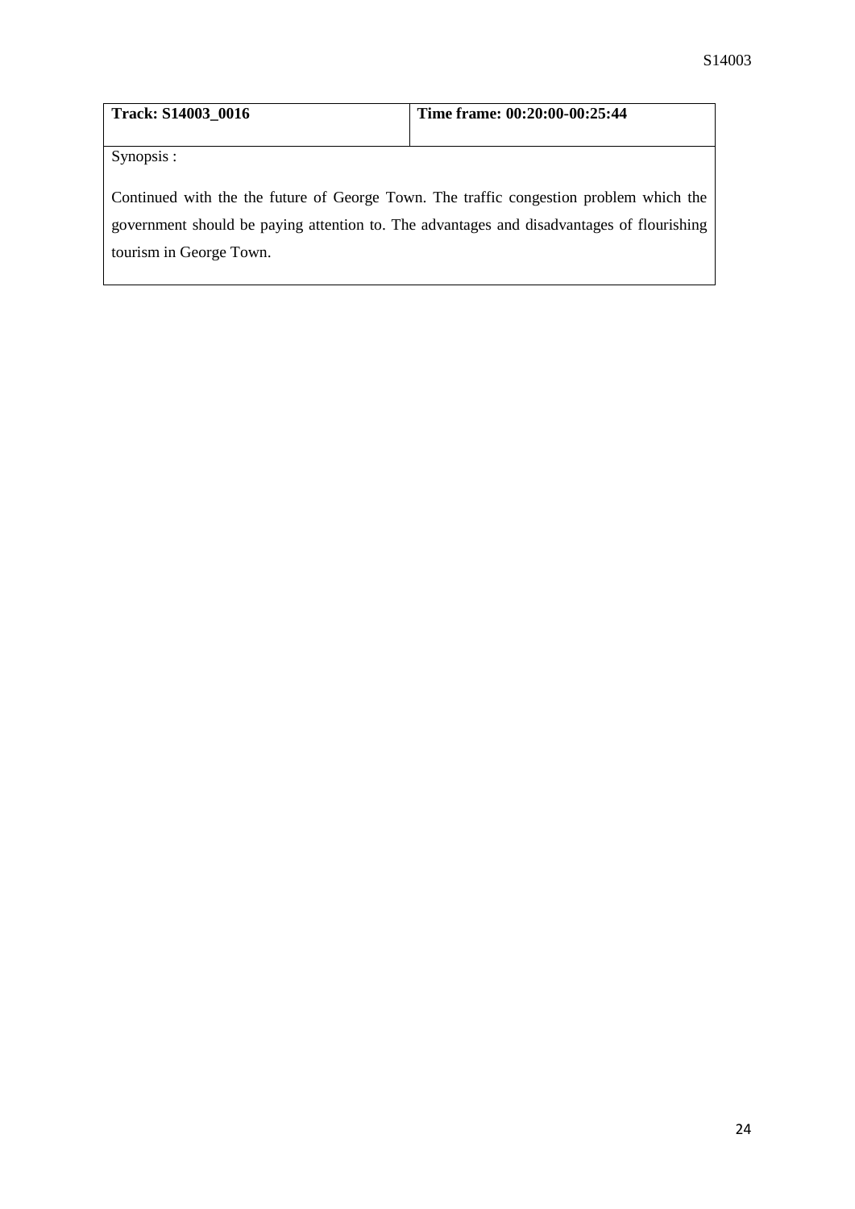| **Track: S14003_0016** | **Time frame: 00:20:00-00:25:44** |
|---|---|

Synopsis :

Continued with the the future of George Town. The traffic congestion problem which the government should be paying attention to. The advantages and disadvantages of flourishing tourism in George Town.